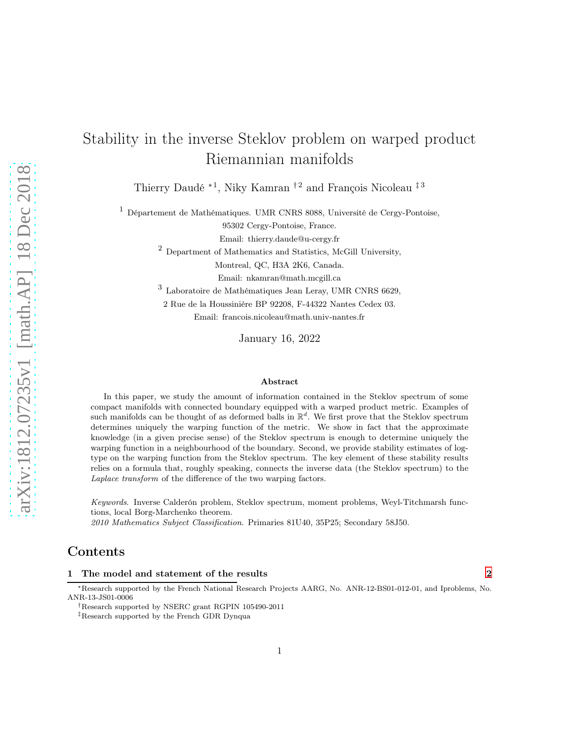# Stability in the inverse Steklov problem on warped product Riemannian manifolds

Thierry Daudé [*1], Niky Kamran [†2] and François Nicoleau [‡3]

[1] Département de Mathématiques. UMR CNRS 8088, Université de Cergy-Pontoise, 95302 Cergy-Pontoise, France.
Email: thierry.daude@u-cergy.fr

[2] Department of Mathematics and Statistics, McGill University, Montreal, QC, H3A 2K6, Canada.
Email: nkamran@math.mcgill.ca

[3] Laboratoire de Mathématiques Jean Leray, UMR CNRS 6629, 2 Rue de la Houssinière BP 92208, F-44322 Nantes Cedex 03.
Email: francois.nicoleau@math.univ-nantes.fr

January 16, 2022

## Abstract

In this paper, we study the amount of information contained in the Steklov spectrum of some compact manifolds with connected boundary equipped with a warped product metric. Examples of such manifolds can be thought of as deformed balls in $\mathbb{R}^d$. We first prove that the Steklov spectrum determines uniquely the warping function of the metric. We show in fact that the approximate knowledge (in a given precise sense) of the Steklov spectrum is enough to determine uniquely the warping function in a neighbourhood of the boundary. Second, we provide stability estimates of log-type on the warping function from the Steklov spectrum. The key element of these stability results relies on a formula that, roughly speaking, connects the inverse data (the Steklov spectrum) to the *Laplace transform* of the difference of the two warping factors.

*Keywords*. Inverse Calderón problem, Steklov spectrum, moment problems, Weyl-Titchmarsh functions, local Borg-Marchenko theorem.

*2010 Mathematics Subject Classification*. Primaries 81U40, 35P25; Secondary 58J50.

## Contents

**1 The model and statement of the results** 2

[*] Research supported by the French National Research Projects AARG, No. ANR-12-BS01-012-01, and Iproblems, No. ANR-13-JS01-0006

[†] Research supported by NSERC grant RGPIN 105490-2011

[‡] Research supported by the French GDR Dynqua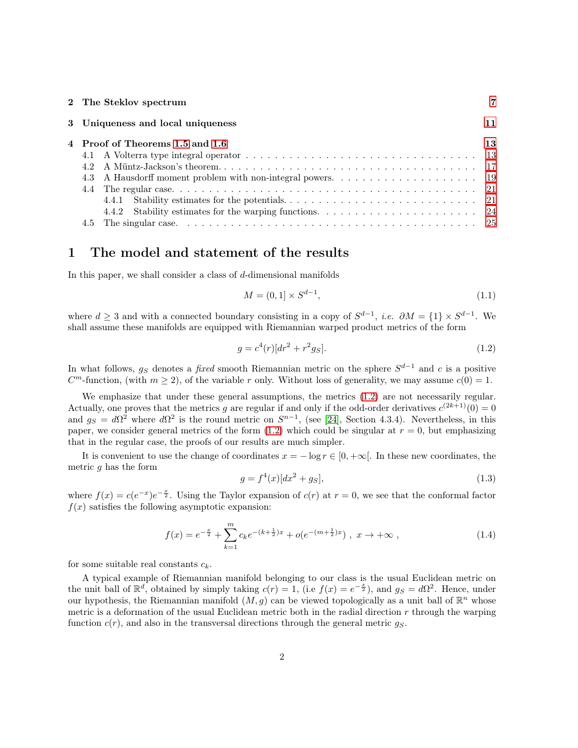| | | |
|---|---|---|
| **2** | **The Steklov spectrum** | **7** |
| **3** | **Uniqueness and local uniqueness** | **11** |
| **4** | **Proof of Theorems 1.5 and 1.6** | **13** |
| 4.1 | A Volterra type integral operator | 13 |
| 4.2 | A Müntz-Jackson's theorem. | 17 |
| 4.3 | A Hausdorff moment problem with non-integral powers. | 19 |
| 4.4 | The regular case. | 21 |
| 4.4.1 | Stability estimates for the potentials. | 21 |
| 4.4.2 | Stability estimates for the warping functions. | 24 |
| 4.5 | The singular case. | 25 |

# 1 The model and statement of the results

In this paper, we shall consider a class of $d$-dimensional manifolds

$$M = (0,1] \times S^{d-1}, \tag{1.1}$$

where $d \geq 3$ and with a connected boundary consisting in a copy of $S^{d-1}$, *i.e.* $\partial M = \{1\} \times S^{d-1}$. We shall assume these manifolds are equipped with Riemannian warped product metrics of the form

$$g = c^4(r)[dr^2 + r^2 g_S]. \tag{1.2}$$

In what follows, $g_S$ denotes a *fixed* smooth Riemannian metric on the sphere $S^{d-1}$ and $c$ is a positive $C^m$-function, (with $m \geq 2$), of the variable $r$ only. Without loss of generality, we may assume $c(0) = 1$.

We emphasize that under these general assumptions, the metrics (1.2) are not necessarily regular. Actually, one proves that the metrics $g$ are regular if and only if the odd-order derivatives $c^{(2k+1)}(0) = 0$ and $g_S = d\Omega^2$ where $d\Omega^2$ is the round metric on $S^{n-1}$, (see [24], Section 4.3.4). Nevertheless, in this paper, we consider general metrics of the form (1.2) which could be singular at $r = 0$, but emphasizing that in the regular case, the proofs of our results are much simpler.

It is convenient to use the change of coordinates $x = -\log r \in [0, +\infty[$. In these new coordinates, the metric $g$ has the form

$$g = f^4(x)[dx^2 + g_S], \tag{1.3}$$

where $f(x) = c(e^{-x})e^{-\frac{x}{2}}$. Using the Taylor expansion of $c(r)$ at $r = 0$, we see that the conformal factor $f(x)$ satisfies the following asymptotic expansion:

$$f(x) = e^{-\frac{x}{2}} + \sum_{k=1}^{m} c_k e^{-(k+\frac{1}{2})x} + o(e^{-(m+\frac{1}{2})x}) \ , \ x \to +\infty \ , \tag{1.4}$$

for some suitable real constants $c_k$.

A typical example of Riemannian manifold belonging to our class is the usual Euclidean metric on the unit ball of $\mathbb{R}^d$, obtained by simply taking $c(r) = 1$, (i.e $f(x) = e^{-\frac{x}{2}}$), and $g_S = d\Omega^2$. Hence, under our hypothesis, the Riemannian manifold $(M, g)$ can be viewed topologically as a unit ball of $\mathbb{R}^n$ whose metric is a deformation of the usual Euclidean metric both in the radial direction $r$ through the warping function $c(r)$, and also in the transversal directions through the general metric $g_S$.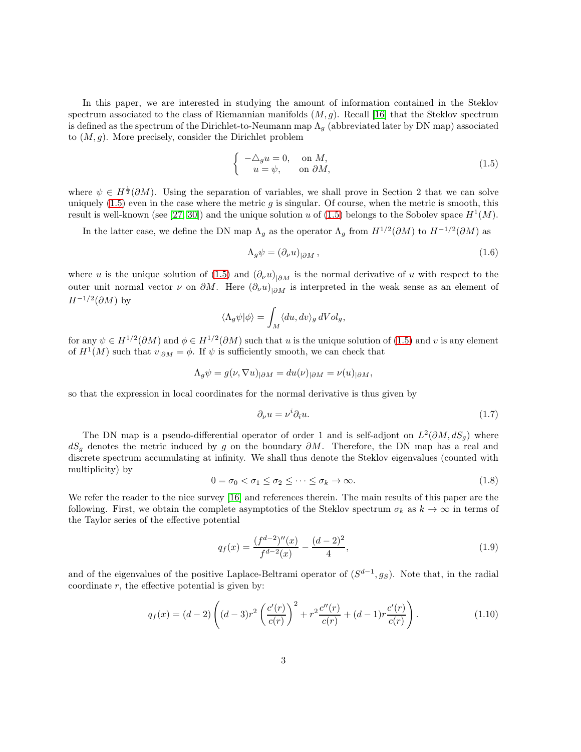In this paper, we are interested in studying the amount of information contained in the Steklov spectrum associated to the class of Riemannian manifolds $(M, g)$. Recall [16] that the Steklov spectrum is defined as the spectrum of the Dirichlet-to-Neumann map $\Lambda_g$ (abbreviated later by DN map) associated to $(M, g)$. More precisely, consider the Dirichlet problem

$$\begin{cases} -\triangle_g u = 0, & \text{on } M, \\ u = \psi, & \text{on } \partial M, \end{cases} \tag{1.5}$$

where $\psi \in H^{\frac{1}{2}}(\partial M)$. Using the separation of variables, we shall prove in Section 2 that we can solve uniquely (1.5) even in the case where the metric $g$ is singular. Of course, when the metric is smooth, this result is well-known (see [27, 30]) and the unique solution $u$ of (1.5) belongs to the Sobolev space $H^1(M)$.

In the latter case, we define the DN map $\Lambda_g$ as the operator $\Lambda_g$ from $H^{1/2}(\partial M)$ to $H^{-1/2}(\partial M)$ as

$$\Lambda_g \psi = (\partial_\nu u)_{|\partial M}, \tag{1.6}$$

where $u$ is the unique solution of (1.5) and $(\partial_\nu u)_{|\partial M}$ is the normal derivative of $u$ with respect to the outer unit normal vector $\nu$ on $\partial M$. Here $(\partial_\nu u)_{|\partial M}$ is interpreted in the weak sense as an element of $H^{-1/2}(\partial M)$ by

$$\langle \Lambda_g \psi | \phi \rangle = \int_M \langle du, dv \rangle_g \, dVol_g,$$

for any $\psi \in H^{1/2}(\partial M)$ and $\phi \in H^{1/2}(\partial M)$ such that $u$ is the unique solution of (1.5) and $v$ is any element of $H^1(M)$ such that $v_{|\partial M} = \phi$. If $\psi$ is sufficiently smooth, we can check that

$$\Lambda_g \psi = g(\nu, \nabla u)_{|\partial M} = du(\nu)_{|\partial M} = \nu(u)_{|\partial M},$$

so that the expression in local coordinates for the normal derivative is thus given by

$$\partial_\nu u = \nu^i \partial_i u. \tag{1.7}$$

The DN map is a pseudo-differential operator of order 1 and is self-adjont on $L^2(\partial M, dS_g)$ where $dS_g$ denotes the metric induced by $g$ on the boundary $\partial M$. Therefore, the DN map has a real and discrete spectrum accumulating at infinity. We shall thus denote the Steklov eigenvalues (counted with multiplicity) by

$$0 = \sigma_0 < \sigma_1 \leq \sigma_2 \leq \cdots \leq \sigma_k \to \infty. \tag{1.8}$$

We refer the reader to the nice survey [16] and references therein. The main results of this paper are the following. First, we obtain the complete asymptotics of the Steklov spectrum $\sigma_k$ as $k \to \infty$ in terms of the Taylor series of the effective potential

$$q_f(x) = \frac{(f^{d-2})''(x)}{f^{d-2}(x)} - \frac{(d-2)^2}{4}, \tag{1.9}$$

and of the eigenvalues of the positive Laplace-Beltrami operator of $(S^{d-1}, g_S)$. Note that, in the radial coordinate $r$, the effective potential is given by:

$$q_f(x) = (d-2)\left((d-3)r^2 \left(\frac{c'(r)}{c(r)}\right)^2 + r^2 \frac{c''(r)}{c(r)} + (d-1) r \frac{c'(r)}{c(r)}\right). \tag{1.10}$$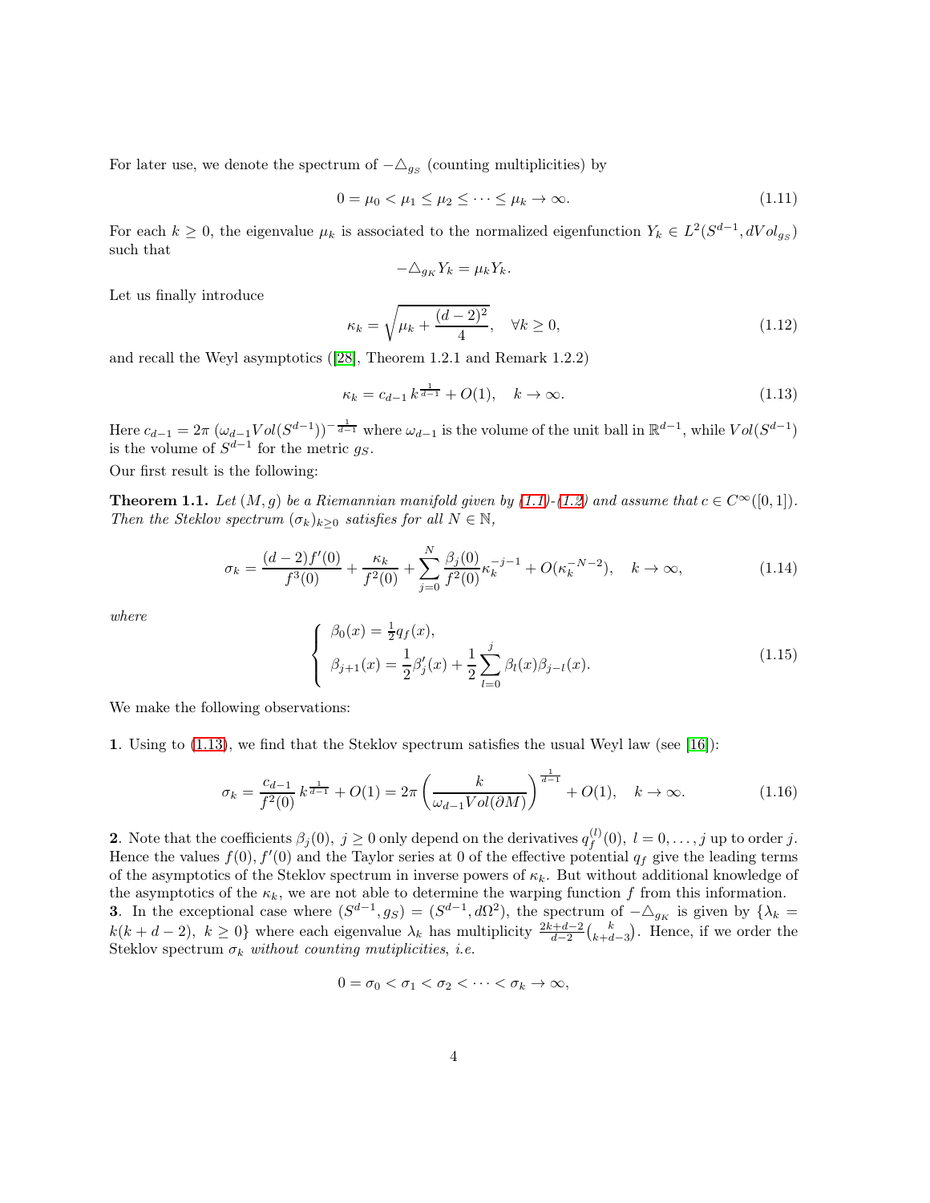For later use, we denote the spectrum of $-\triangle_{g_S}$ (counting multiplicities) by

$$0 = \mu_0 < \mu_1 \leq \mu_2 \leq \cdots \leq \mu_k \to \infty. \tag{1.11}$$

For each $k \geq 0$, the eigenvalue $\mu_k$ is associated to the normalized eigenfunction $Y_k \in L^2(S^{d-1}, dVol_{g_S})$ such that

$$-\triangle_{g_K} Y_k = \mu_k Y_k.$$

Let us finally introduce

$$\kappa_k = \sqrt{\mu_k + \frac{(d-2)^2}{4}}, \quad \forall k \geq 0, \tag{1.12}$$

and recall the Weyl asymptotics ([28], Theorem 1.2.1 and Remark 1.2.2)

$$\kappa_k = c_{d-1}\, k^{\frac{1}{d-1}} + O(1), \quad k \to \infty. \tag{1.13}$$

Here $c_{d-1} = 2\pi\,(\omega_{d-1} Vol(S^{d-1}))^{-\frac{1}{d-1}}$ where $\omega_{d-1}$ is the volume of the unit ball in $\mathbb{R}^{d-1}$, while $Vol(S^{d-1})$ is the volume of $S^{d-1}$ for the metric $g_S$.

Our first result is the following:

**Theorem 1.1.** *Let $(M, g)$ be a Riemannian manifold given by (1.1)-(1.2) and assume that $c \in C^\infty([0,1])$. Then the Steklov spectrum $(\sigma_k)_{k\geq 0}$ satisfies for all $N \in \mathbb{N}$,*

$$\sigma_k = \frac{(d-2)f'(0)}{f^3(0)} + \frac{\kappa_k}{f^2(0)} + \sum_{j=0}^{N} \frac{\beta_j(0)}{f^2(0)} \kappa_k^{-j-1} + O(\kappa_k^{-N-2}), \quad k \to \infty, \tag{1.14}$$

*where*

$$\begin{cases} \beta_0(x) = \frac{1}{2} q_f(x), \\ \beta_{j+1}(x) = \dfrac{1}{2}\beta_j'(x) + \dfrac{1}{2}\displaystyle\sum_{l=0}^{j} \beta_l(x)\beta_{j-l}(x). \end{cases} \tag{1.15}$$

We make the following observations:

**1**. Using to (1.13), we find that the Steklov spectrum satisfies the usual Weyl law (see [16]):

$$\sigma_k = \frac{c_{d-1}}{f^2(0)}\, k^{\frac{1}{d-1}} + O(1) = 2\pi \left(\frac{k}{\omega_{d-1} Vol(\partial M)}\right)^{\frac{1}{d-1}} + O(1), \quad k \to \infty. \tag{1.16}$$

**2**. Note that the coefficients $\beta_j(0),\ j \geq 0$ only depend on the derivatives $q_f^{(l)}(0),\ l = 0, \ldots, j$ up to order $j$. Hence the values $f(0), f'(0)$ and the Taylor series at 0 of the effective potential $q_f$ give the leading terms of the asymptotics of the Steklov spectrum in inverse powers of $\kappa_k$. But without additional knowledge of the asymptotics of the $\kappa_k$, we are not able to determine the warping function $f$ from this information.

**3**. In the exceptional case where $(S^{d-1}, g_S) = (S^{d-1}, d\Omega^2)$, the spectrum of $-\triangle_{g_K}$ is given by $\{\lambda_k = k(k+d-2),\ k \geq 0\}$ where each eigenvalue $\lambda_k$ has multiplicity $\frac{2k+d-2}{d-2}\binom{k}{k+d-3}$. Hence, if we order the Steklov spectrum $\sigma_k$ *without counting mutiplicities*, *i.e.*

$$0 = \sigma_0 < \sigma_1 < \sigma_2 < \cdots < \sigma_k \to \infty,$$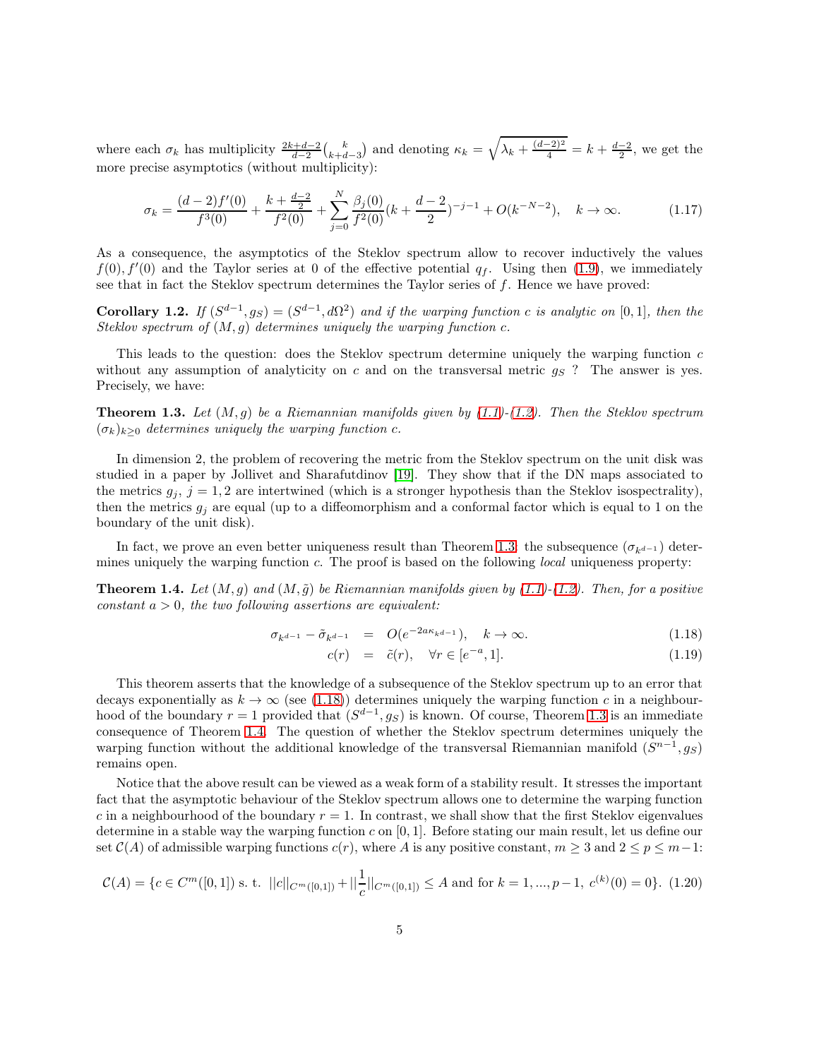where each $\sigma_k$ has multiplicity $\frac{2k+d-2}{d-2}\binom{k}{k+d-3}$ and denoting $\kappa_k = \sqrt{\lambda_k + \frac{(d-2)^2}{4}} = k + \frac{d-2}{2}$, we get the more precise asymptotics (without multiplicity):

$$\sigma_k = \frac{(d-2)f'(0)}{f^3(0)} + \frac{k+\frac{d-2}{2}}{f^2(0)} + \sum_{j=0}^{N} \frac{\beta_j(0)}{f^2(0)}(k+\frac{d-2}{2})^{-j-1} + O(k^{-N-2}), \quad k \to \infty. \tag{1.17}$$

As a consequence, the asymptotics of the Steklov spectrum allow to recover inductively the values $f(0), f'(0)$ and the Taylor series at 0 of the effective potential $q_f$. Using then (1.9), we immediately see that in fact the Steklov spectrum determines the Taylor series of $f$. Hence we have proved:

**Corollary 1.2.** *If $(S^{d-1}, g_S) = (S^{d-1}, d\Omega^2)$ and if the warping function $c$ is analytic on $[0,1]$, then the Steklov spectrum of $(M,g)$ determines uniquely the warping function $c$.*

This leads to the question: does the Steklov spectrum determine uniquely the warping function $c$ without any assumption of analyticity on $c$ and on the transversal metric $g_S$ ? The answer is yes. Precisely, we have:

**Theorem 1.3.** *Let $(M,g)$ be a Riemannian manifolds given by (1.1)-(1.2). Then the Steklov spectrum $(\sigma_k)_{k\geq 0}$ determines uniquely the warping function $c$.*

In dimension 2, the problem of recovering the metric from the Steklov spectrum on the unit disk was studied in a paper by Jollivet and Sharafutdinov [19]. They show that if the DN maps associated to the metrics $g_j$, $j = 1,2$ are intertwined (which is a stronger hypothesis than the Steklov isospectrality), then the metrics $g_j$ are equal (up to a diffeomorphism and a conformal factor which is equal to 1 on the boundary of the unit disk).

In fact, we prove an even better uniqueness result than Theorem 1.3: the subsequence $(\sigma_{k^{d-1}})$ determines uniquely the warping function $c$. The proof is based on the following *local* uniqueness property:

**Theorem 1.4.** *Let $(M,g)$ and $(M,\tilde{g})$ be Riemannian manifolds given by (1.1)-(1.2). Then, for a positive constant $a > 0$, the two following assertions are equivalent:*

$$\sigma_{k^{d-1}} - \tilde{\sigma}_{k^{d-1}} = O(e^{-2a\kappa_{k^{d-1}}}), \quad k \to \infty. \tag{1.18}$$

$$c(r) = \tilde{c}(r), \quad \forall r \in [e^{-a}, 1]. \tag{1.19}$$

This theorem asserts that the knowledge of a subsequence of the Steklov spectrum up to an error that decays exponentially as $k \to \infty$ (see (1.18)) determines uniquely the warping function $c$ in a neighbourhood of the boundary $r = 1$ provided that $(S^{d-1}, g_S)$ is known. Of course, Theorem 1.3 is an immediate consequence of Theorem 1.4. The question of whether the Steklov spectrum determines uniquely the warping function without the additional knowledge of the transversal Riemannian manifold $(S^{n-1}, g_S)$ remains open.

Notice that the above result can be viewed as a weak form of a stability result. It stresses the important fact that the asymptotic behaviour of the Steklov spectrum allows one to determine the warping function $c$ in a neighbourhood of the boundary $r = 1$. In contrast, we shall show that the first Steklov eigenvalues determine in a stable way the warping function $c$ on $[0,1]$. Before stating our main result, let us define our set $\mathcal{C}(A)$ of admissible warping functions $c(r)$, where $A$ is any positive constant, $m \geq 3$ and $2 \leq p \leq m-1$:

$$\mathcal{C}(A) = \{c \in C^m([0,1]) \text{ s. t. } ||c||_{C^m([0,1])} + ||\frac{1}{c}||_{C^m([0,1])} \leq A \text{ and for } k = 1, ..., p-1, \ c^{(k)}(0) = 0\}. \tag{1.20}$$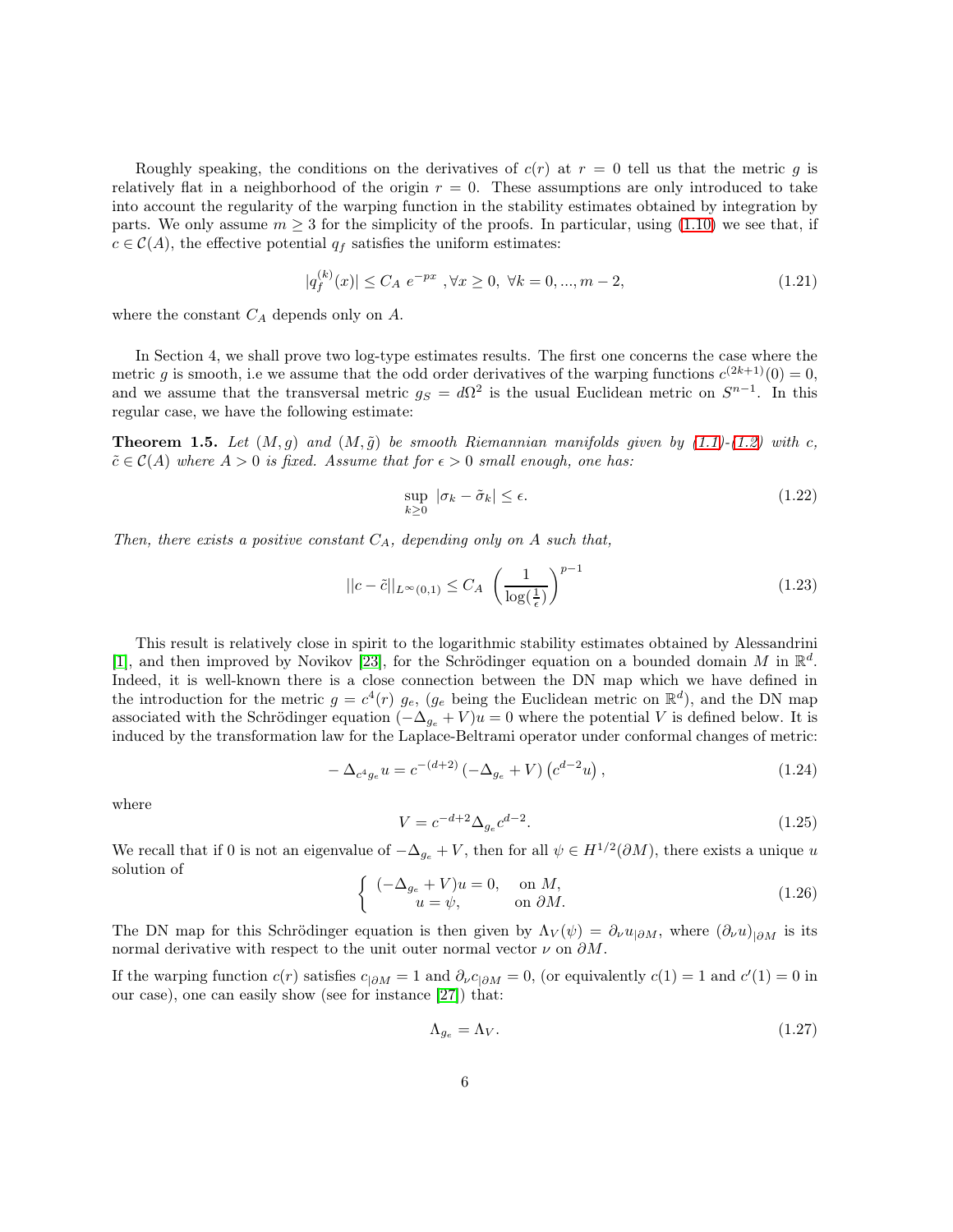Roughly speaking, the conditions on the derivatives of $c(r)$ at $r = 0$ tell us that the metric $g$ is relatively flat in a neighborhood of the origin $r = 0$. These assumptions are only introduced to take into account the regularity of the warping function in the stability estimates obtained by integration by parts. We only assume $m \geq 3$ for the simplicity of the proofs. In particular, using (1.10) we see that, if $c \in \mathcal{C}(A)$, the effective potential $q_f$ satisfies the uniform estimates:

$$|q_f^{(k)}(x)| \leq C_A \ e^{-px} \ , \forall x \geq 0, \ \forall k = 0, ..., m-2, \tag{1.21}$$

where the constant $C_A$ depends only on $A$.

In Section 4, we shall prove two log-type estimates results. The first one concerns the case where the metric $g$ is smooth, i.e we assume that the odd order derivatives of the warping functions $c^{(2k+1)}(0) = 0$, and we assume that the transversal metric $g_S = d\Omega^2$ is the usual Euclidean metric on $S^{n-1}$. In this regular case, we have the following estimate:

**Theorem 1.5.** *Let $(M, g)$ and $(M, \tilde{g})$ be smooth Riemannian manifolds given by (1.1)-(1.2) with $c$, $\tilde{c} \in \mathcal{C}(A)$ where $A > 0$ is fixed. Assume that for $\epsilon > 0$ small enough, one has:*

$$\sup_{k \geq 0} \ |\sigma_k - \tilde{\sigma}_k| \leq \epsilon. \tag{1.22}$$

*Then, there exists a positive constant $C_A$, depending only on $A$ such that,*

$$||c - \tilde{c}||_{L^\infty(0,1)} \leq C_A \ \left( \frac{1}{\log(\frac{1}{\epsilon})} \right)^{p-1} \tag{1.23}$$

This result is relatively close in spirit to the logarithmic stability estimates obtained by Alessandrini [1], and then improved by Novikov [23], for the Schrödinger equation on a bounded domain $M$ in $\mathbb{R}^d$. Indeed, it is well-known there is a close connection between the DN map which we have defined in the introduction for the metric $g = c^4(r) \ g_e$, ($g_e$ being the Euclidean metric on $\mathbb{R}^d$), and the DN map associated with the Schrödinger equation $(-\Delta_{g_e} + V)u = 0$ where the potential $V$ is defined below. It is induced by the transformation law for the Laplace-Beltrami operator under conformal changes of metric:

$$-\Delta_{c^4 g_e} u = c^{-(d+2)} \left(-\Delta_{g_e} + V\right) \left(c^{d-2} u\right), \tag{1.24}$$

where

$$V = c^{-d+2} \Delta_{g_e} c^{d-2}. \tag{1.25}$$

We recall that if 0 is not an eigenvalue of $-\Delta_{g_e} + V$, then for all $\psi \in H^{1/2}(\partial M)$, there exists a unique $u$ solution of

$$\left\{ \begin{array}{ll} (-\Delta_{g_e} + V)u = 0, & \text{on } M, \\ u = \psi, & \text{on } \partial M. \end{array} \right. \tag{1.26}$$

The DN map for this Schrödinger equation is then given by $\Lambda_V(\psi) = \partial_\nu u_{|\partial M}$, where $(\partial_\nu u)_{|\partial M}$ is its normal derivative with respect to the unit outer normal vector $\nu$ on $\partial M$.

If the warping function $c(r)$ satisfies $c_{|\partial M} = 1$ and $\partial_\nu c_{|\partial M} = 0$, (or equivalently $c(1) = 1$ and $c'(1) = 0$ in our case), one can easily show (see for instance [27]) that:

$$\Lambda_{g_e} = \Lambda_V. \tag{1.27}$$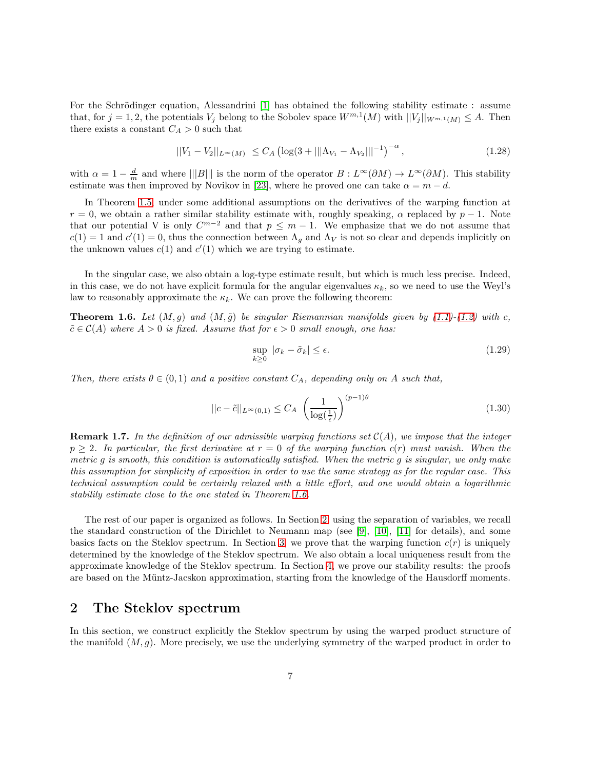For the Schrödinger equation, Alessandrini [1] has obtained the following stability estimate : assume that, for $j = 1, 2$, the potentials $V_j$ belong to the Sobolev space $W^{m,1}(M)$ with $||V_j||_{W^{m,1}(M)} \leq A$. Then there exists a constant $C_A > 0$ such that

$$||V_1 - V_2||_{L^\infty(M)} \leq C_A \left( \log(3 + |||\Lambda_{V_1} - \Lambda_{V_2}|||^{-1} \right)^{-\alpha}, \tag{1.28}$$

with $\alpha = 1 - \frac{d}{m}$ and where $|||B|||$ is the norm of the operator $B : L^\infty(\partial M) \to L^\infty(\partial M)$. This stability estimate was then improved by Novikov in [23], where he proved one can take $\alpha = m - d$.

In Theorem 1.5, under some additional assumptions on the derivatives of the warping function at $r = 0$, we obtain a rather similar stability estimate with, roughly speaking, $\alpha$ replaced by $p - 1$. Note that our potential V is only $C^{m-2}$ and that $p \leq m - 1$. We emphasize that we do not assume that $c(1) = 1$ and $c'(1) = 0$, thus the connection between $\Lambda_g$ and $\Lambda_V$ is not so clear and depends implicitly on the unknown values $c(1)$ and $c'(1)$ which we are trying to estimate.

In the singular case, we also obtain a log-type estimate result, but which is much less precise. Indeed, in this case, we do not have explicit formula for the angular eigenvalues $\kappa_k$, so we need to use the Weyl's law to reasonably approximate the $\kappa_k$. We can prove the following theorem:

**Theorem 1.6.** *Let $(M, g)$ and $(M, \tilde{g})$ be singular Riemannian manifolds given by (1.1)-(1.2) with $c$, $\tilde{c} \in \mathcal{C}(A)$ where $A > 0$ is fixed. Assume that for $\epsilon > 0$ small enough, one has:*

$$\sup_{k \geq 0} \ |\sigma_k - \tilde{\sigma}_k| \leq \epsilon. \tag{1.29}$$

*Then, there exists $\theta \in (0, 1)$ and a positive constant $C_A$, depending only on $A$ such that,*

$$||c - \tilde{c}||_{L^\infty(0,1)} \leq C_A \ \left( \frac{1}{\log(\frac{1}{\epsilon})} \right)^{(p-1)\theta} \tag{1.30}$$

**Remark 1.7.** *In the definition of our admissible warping functions set $\mathcal{C}(A)$, we impose that the integer $p \geq 2$. In particular, the first derivative at $r = 0$ of the warping function $c(r)$ must vanish. When the metric $g$ is smooth, this condition is automatically satisfied. When the metric $g$ is singular, we only make this assumption for simplicity of exposition in order to use the same strategy as for the regular case. This technical assumption could be certainly relaxed with a little effort, and one would obtain a logarithmic stabilily estimate close to the one stated in Theorem 1.6.*

The rest of our paper is organized as follows. In Section 2, using the separation of variables, we recall the standard construction of the Dirichlet to Neumann map (see [9], [10], [11] for details), and some basics facts on the Steklov spectrum. In Section 3, we prove that the warping function $c(r)$ is uniquely determined by the knowledge of the Steklov spectrum. We also obtain a local uniqueness result from the approximate knowledge of the Steklov spectrum. In Section 4, we prove our stability results: the proofs are based on the Müntz-Jacskon approximation, starting from the knowledge of the Hausdorff moments.

## 2 The Steklov spectrum

In this section, we construct explicitly the Steklov spectrum by using the warped product structure of the manifold $(M, g)$. More precisely, we use the underlying symmetry of the warped product in order to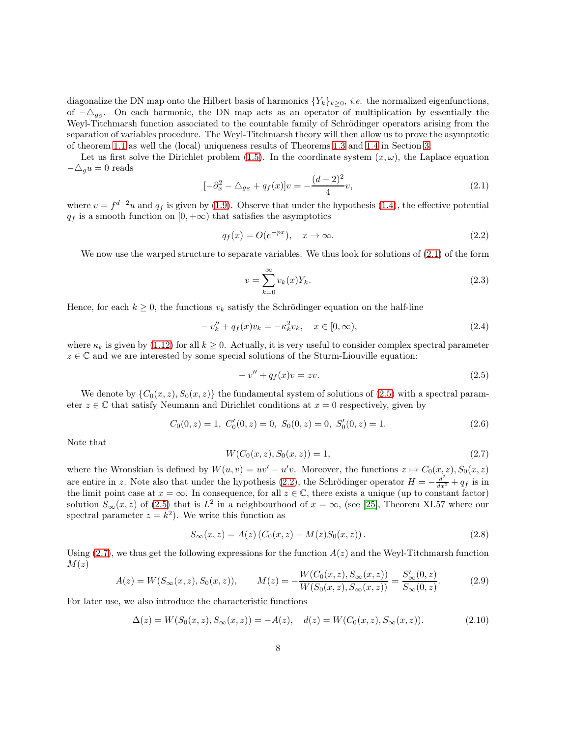diagonalize the DN map onto the Hilbert basis of harmonics $\{Y_k\}_{k\geq 0}$, *i.e.* the normalized eigenfunctions, of $-\triangle_{g_S}$. On each harmonic, the DN map acts as an operator of multiplication by essentially the Weyl-Titchmarsh function associated to the countable family of Schrödinger operators arising from the separation of variables procedure. The Weyl-Titchmarsh theory will then allow us to prove the asymptotic of theorem 1.1 as well the (local) uniqueness results of Theorems 1.3 and 1.4 in Section 3.

Let us first solve the Dirichlet problem (1.5). In the coordinate system $(x, \omega)$, the Laplace equation $-\triangle_g u = 0$ reads

$$[-\partial_x^2 - \triangle_{g_S} + q_f(x)]v = -\frac{(d-2)^2}{4}v, \tag{2.1}$$

where $v = f^{d-2}u$ and $q_f$ is given by (1.9). Observe that under the hypothesis (1.4), the effective potential $q_f$ is a smooth function on $[0, +\infty)$ that satisfies the asymptotics

$$q_f(x) = O(e^{-px}), \quad x \to \infty. \tag{2.2}$$

We now use the warped structure to separate variables. We thus look for solutions of (2.1) of the form

$$v = \sum_{k=0}^{\infty} v_k(x) Y_k. \tag{2.3}$$

Hence, for each $k \geq 0$, the functions $v_k$ satisfy the Schrödinger equation on the half-line

$$-v_k'' + q_f(x)v_k = -\kappa_k^2 v_k, \quad x \in [0, \infty), \tag{2.4}$$

where $\kappa_k$ is given by (1.12) for all $k \geq 0$. Actually, it is very useful to consider complex spectral parameter $z \in \mathbb{C}$ and we are interested by some special solutions of the Sturm-Liouville equation:

$$-v'' + q_f(x)v = zv. \tag{2.5}$$

We denote by $\{C_0(x,z), S_0(x,z)\}$ the fundamental system of solutions of (2.5) with a spectral parameter $z \in \mathbb{C}$ that satisfy Neumann and Dirichlet conditions at $x = 0$ respectively, given by

$$C_0(0,z) = 1, \ C_0'(0,z) = 0, \ S_0(0,z) = 0, \ S_0'(0,z) = 1. \tag{2.6}$$

Note that

$$W(C_0(x,z), S_0(x,z)) = 1, \tag{2.7}$$

where the Wronskian is defined by $W(u,v) = uv' - u'v$. Moreover, the functions $z \mapsto C_0(x,z), S_0(x,z)$ are entire in $z$. Note also that under the hypothesis (2.2), the Schrödinger operator $H = -\frac{d^2}{dx^2} + q_f$ is in the limit point case at $x = \infty$. In consequence, for all $z \in \mathbb{C}$, there exists a unique (up to constant factor) solution $S_\infty(x,z)$ of (2.5) that is $L^2$ in a neighbourhood of $x = \infty$, (see [25], Theorem XI.57 where our spectral parameter $z = k^2$). We write this function as

$$S_\infty(x,z) = A(z)\left(C_0(x,z) - M(z)S_0(x,z)\right). \tag{2.8}$$

Using (2.7), we thus get the following expressions for the function $A(z)$ and the Weyl-Titchmarsh function $M(z)$

$$A(z) = W(S_\infty(x,z), S_0(x,z)), \qquad M(z) = -\frac{W(C_0(x,z), S_\infty(x,z))}{W(S_0(x,z), S_\infty(x,z))} = \frac{S_\infty'(0,z)}{S_\infty(0,z)}. \tag{2.9}$$

For later use, we also introduce the characteristic functions

$$\Delta(z) = W(S_0(x,z), S_\infty(x,z)) = -A(z), \quad d(z) = W(C_0(x,z), S_\infty(x,z)). \tag{2.10}$$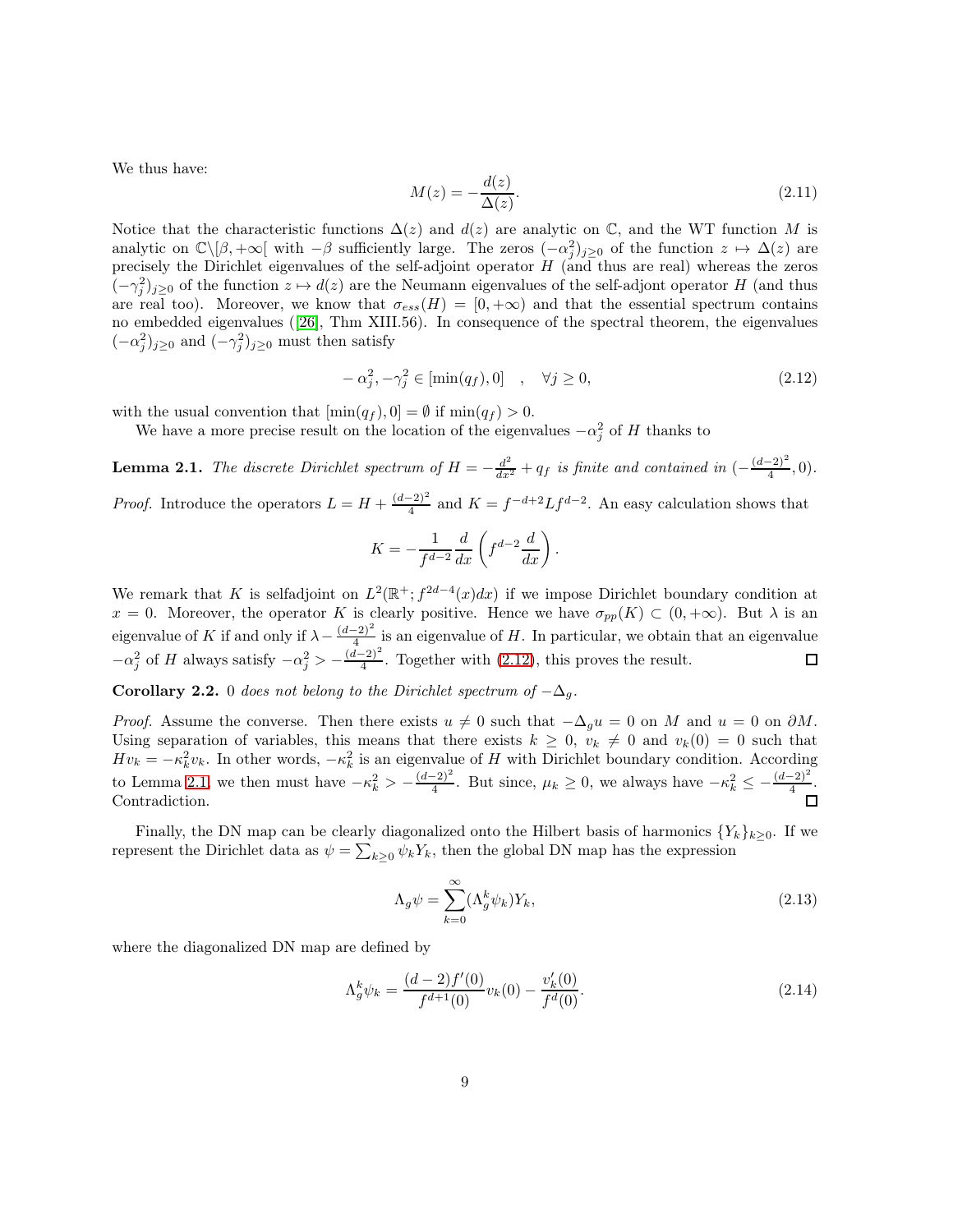We thus have:

$$M(z) = -\frac{d(z)}{\Delta(z)}. \tag{2.11}$$

Notice that the characteristic functions $\Delta(z)$ and $d(z)$ are analytic on $\mathbb{C}$, and the WT function $M$ is analytic on $\mathbb{C}\backslash[\beta, +\infty[$ with $-\beta$ sufficiently large. The zeros $(-\alpha_j^2)_{j\geq 0}$ of the function $z \mapsto \Delta(z)$ are precisely the Dirichlet eigenvalues of the self-adjoint operator $H$ (and thus are real) whereas the zeros $(-\gamma_j^2)_{j\geq 0}$ of the function $z \mapsto d(z)$ are the Neumann eigenvalues of the self-adjont operator $H$ (and thus are real too). Moreover, we know that $\sigma_{ess}(H) = [0, +\infty)$ and that the essential spectrum contains no embedded eigenvalues ([26], Thm XIII.56). In consequence of the spectral theorem, the eigenvalues $(-\alpha_j^2)_{j\geq 0}$ and $(-\gamma_j^2)_{j\geq 0}$ must then satisfy

$$-\alpha_j^2, -\gamma_j^2 \in [\min(q_f), 0] \quad , \quad \forall j \geq 0, \tag{2.12}$$

with the usual convention that $[\min(q_f), 0] = \emptyset$ if $\min(q_f) > 0$.

We have a more precise result on the location of the eigenvalues $-\alpha_j^2$ of $H$ thanks to

**Lemma 2.1.** *The discrete Dirichlet spectrum of $H = -\frac{d^2}{dx^2} + q_f$ is finite and contained in $(-\frac{(d-2)^2}{4}, 0)$.*

*Proof.* Introduce the operators $L = H + \frac{(d-2)^2}{4}$ and $K = f^{-d+2} L f^{d-2}$. An easy calculation shows that

$$K = -\frac{1}{f^{d-2}} \frac{d}{dx}\left(f^{d-2}\frac{d}{dx}\right).$$

We remark that $K$ is selfadjoint on $L^2(\mathbb{R}^+; f^{2d-4}(x)dx)$ if we impose Dirichlet boundary condition at $x = 0$. Moreover, the operator $K$ is clearly positive. Hence we have $\sigma_{pp}(K) \subset (0, +\infty)$. But $\lambda$ is an eigenvalue of $K$ if and only if $\lambda - \frac{(d-2)^2}{4}$ is an eigenvalue of $H$. In particular, we obtain that an eigenvalue $-\alpha_j^2$ of $H$ always satisfy $-\alpha_j^2 > -\frac{(d-2)^2}{4}$. Together with (2.12), this proves the result. $\square$

**Corollary 2.2.** *0 does not belong to the Dirichlet spectrum of $-\Delta_g$.*

*Proof.* Assume the converse. Then there exists $u \neq 0$ such that $-\Delta_g u = 0$ on $M$ and $u = 0$ on $\partial M$. Using separation of variables, this means that there exists $k \geq 0$, $v_k \neq 0$ and $v_k(0) = 0$ such that $H v_k = -\kappa_k^2 v_k$. In other words, $-\kappa_k^2$ is an eigenvalue of $H$ with Dirichlet boundary condition. According to Lemma 2.1, we then must have $-\kappa_k^2 > -\frac{(d-2)^2}{4}$. But since, $\mu_k \geq 0$, we always have $-\kappa_k^2 \leq -\frac{(d-2)^2}{4}$. Contradiction. $\square$

Finally, the DN map can be clearly diagonalized onto the Hilbert basis of harmonics $\{Y_k\}_{k\geq 0}$. If we represent the Dirichlet data as $\psi = \sum_{k\geq 0} \psi_k Y_k$, then the global DN map has the expression

$$\Lambda_g \psi = \sum_{k=0}^{\infty} (\Lambda_g^k \psi_k) Y_k, \tag{2.13}$$

where the diagonalized DN map are defined by

$$\Lambda_g^k \psi_k = \frac{(d-2) f'(0)}{f^{d+1}(0)} v_k(0) - \frac{v_k'(0)}{f^d(0)}. \tag{2.14}$$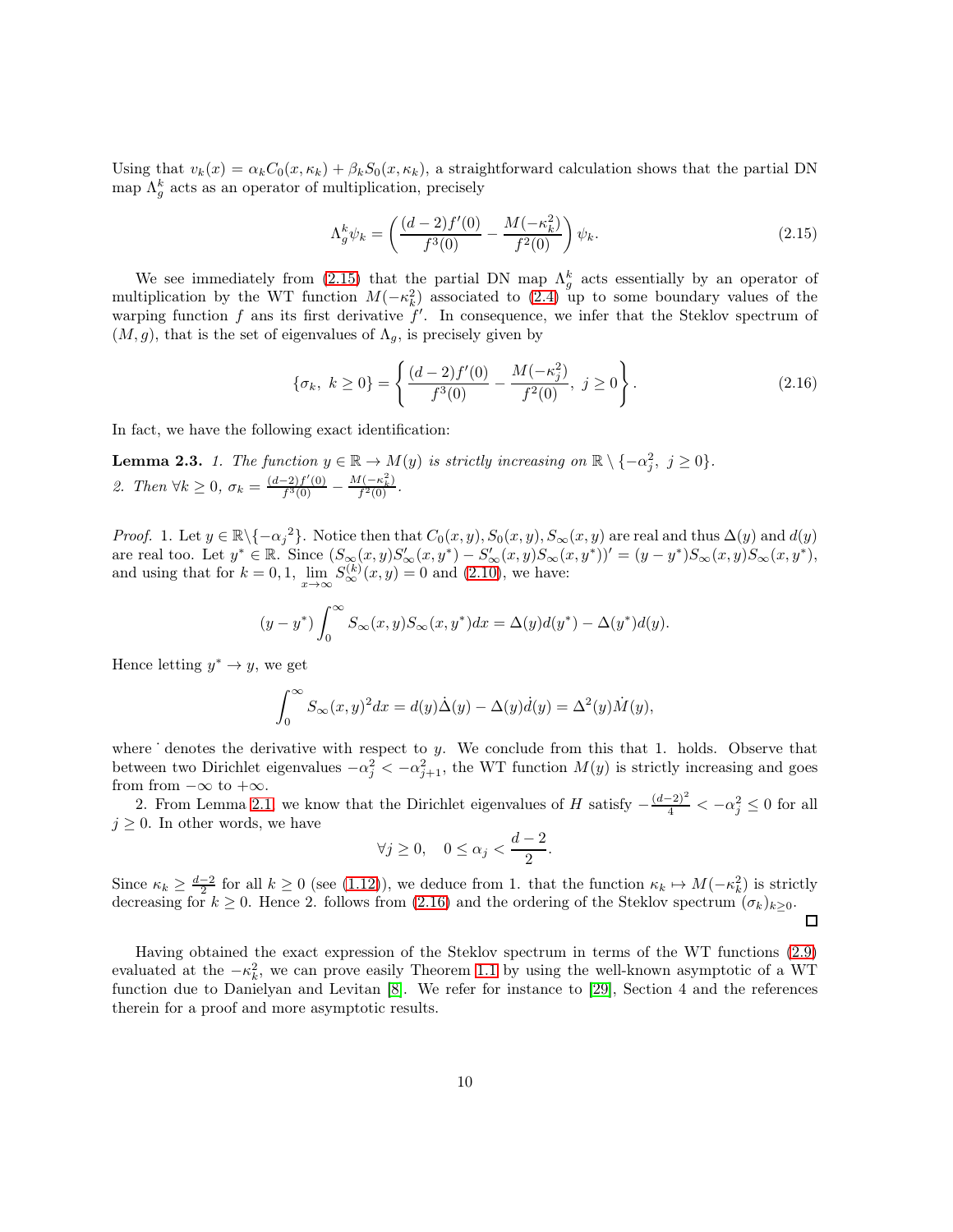Using that $v_k(x) = \alpha_k C_0(x, \kappa_k) + \beta_k S_0(x, \kappa_k)$, a straightforward calculation shows that the partial DN map $\Lambda_g^k$ acts as an operator of multiplication, precisely

$$\Lambda_g^k \psi_k = \left( \frac{(d-2)f'(0)}{f^3(0)} - \frac{M(-\kappa_k^2)}{f^2(0)} \right) \psi_k. \tag{2.15}$$

We see immediately from (2.15) that the partial DN map $\Lambda_g^k$ acts essentially by an operator of multiplication by the WT function $M(-\kappa_k^2)$ associated to (2.4) up to some boundary values of the warping function $f$ ans its first derivative $f'$. In consequence, we infer that the Steklov spectrum of $(M, g)$, that is the set of eigenvalues of $\Lambda_g$, is precisely given by

$$\{\sigma_k, \ k \geq 0\} = \left\{ \frac{(d-2)f'(0)}{f^3(0)} - \frac{M(-\kappa_j^2)}{f^2(0)}, \ j \geq 0 \right\}. \tag{2.16}$$

In fact, we have the following exact identification:

**Lemma 2.3.** *1. The function $y \in \mathbb{R} \to M(y)$ is strictly increasing on $\mathbb{R} \setminus \{-\alpha_j^2, \ j \geq 0\}$.*
*2. Then $\forall k \geq 0$, $\sigma_k = \frac{(d-2)f'(0)}{f^3(0)} - \frac{M(-\kappa_k^2)}{f^2(0)}$.*

*Proof.* 1. Let $y \in \mathbb{R} \backslash \{-\alpha_j{}^2\}$. Notice then that $C_0(x, y), S_0(x, y), S_\infty(x, y)$ are real and thus $\Delta(y)$ and $d(y)$ are real too. Let $y^* \in \mathbb{R}$. Since $(S_\infty(x, y)S'_\infty(x, y^*) - S'_\infty(x, y)S_\infty(x, y^*))' = (y - y^*)S_\infty(x, y)S_\infty(x, y^*)$, and using that for $k = 0, 1$, $\lim_{x \to \infty} S_\infty^{(k)}(x, y) = 0$ and (2.10), we have:

$$(y - y^*) \int_0^\infty S_\infty(x, y)S_\infty(x, y^*)dx = \Delta(y)d(y^*) - \Delta(y^*)d(y).$$

Hence letting $y^* \to y$, we get

$$\int_0^\infty S_\infty(x, y)^2 dx = d(y)\dot{\Delta}(y) - \Delta(y)\dot{d}(y) = \Delta^2(y)\dot{M}(y),$$

where $\dot{}$ denotes the derivative with respect to $y$. We conclude from this that 1. holds. Observe that between two Dirichlet eigenvalues $-\alpha_j^2 < -\alpha_{j+1}^2$, the WT function $M(y)$ is strictly increasing and goes from from $-\infty$ to $+\infty$.

2. From Lemma 2.1 we know that the Dirichlet eigenvalues of $H$ satisfy $-\frac{(d-2)^2}{4} < -\alpha_j^2 \leq 0$ for all $j \geq 0$. In other words, we have

$$\forall j \geq 0, \quad 0 \leq \alpha_j < \frac{d-2}{2}.$$

Since $\kappa_k \geq \frac{d-2}{2}$ for all $k \geq 0$ (see (1.12)), we deduce from 1. that the function $\kappa_k \mapsto M(-\kappa_k^2)$ is strictly decreasing for $k \geq 0$. Hence 2. follows from (2.16) and the ordering of the Steklov spectrum $(\sigma_k)_{k \geq 0}$. $\square$

Having obtained the exact expression of the Steklov spectrum in terms of the WT functions (2.9) evaluated at the $-\kappa_k^2$, we can prove easily Theorem 1.1 by using the well-known asymptotic of a WT function due to Danielyan and Levitan [8]. We refer for instance to [29], Section 4 and the references therein for a proof and more asymptotic results.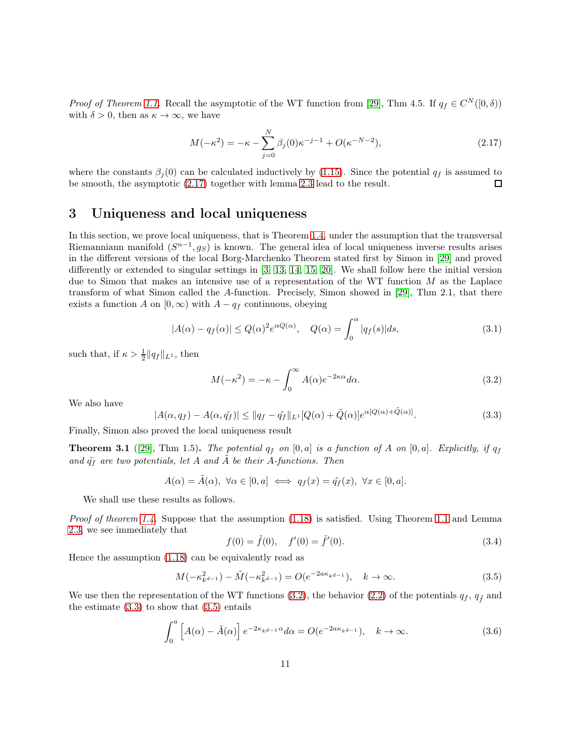*Proof of Theorem 1.1.* Recall the asymptotic of the WT function from [29], Thm 4.5. If $q_f \in C^N([0,\delta))$ with $\delta > 0$, then as $\kappa \to \infty$, we have

$$M(-\kappa^2) = -\kappa - \sum_{j=0}^{N} \beta_j(0)\kappa^{-j-1} + O(\kappa^{-N-2}), \tag{2.17}$$

where the constants $\beta_j(0)$ can be calculated inductively by (1.15). Since the potential $q_f$ is assumed to be smooth, the asymptotic (2.17) together with lemma 2.3 lead to the result. $\square$

# 3 Uniqueness and local uniqueness

In this section, we prove local uniqueness, that is Theorem 1.4, under the assumption that the transversal Riemanniann manifold $(S^{n-1}, g_S)$ is known. The general idea of local uniqueness inverse results arises in the different versions of the local Borg-Marchenko Theorem stated first by Simon in [29] and proved differently or extended to singular settings in [3, 13, 14, 15, 20]. We shall follow here the initial version due to Simon that makes an intensive use of a representation of the WT function $M$ as the Laplace transform of what Simon called the $A$-function. Precisely, Simon showed in [29], Thm 2.1, that there exists a function $A$ on $[0,\infty)$ with $A - q_f$ continuous, obeying

$$|A(\alpha) - q_f(\alpha)| \leq Q(\alpha)^2 e^{\alpha Q(\alpha)}, \quad Q(\alpha) = \int_0^\alpha |q_f(s)| ds, \tag{3.1}$$

such that, if $\kappa > \frac{1}{2}\|q_f\|_{L^1}$, then

$$M(-\kappa^2) = -\kappa - \int_0^\infty A(\alpha) e^{-2\kappa\alpha} d\alpha. \tag{3.2}$$

We also have

$$|A(\alpha, q_f) - A(\alpha, \tilde{q_f})| \leq \|q_f - \tilde{q_f}\|_{L^1} [Q(\alpha) + \tilde{Q}(\alpha)] e^{\alpha[Q(\alpha) + \tilde{Q}(\alpha)]}. \tag{3.3}$$

Finally, Simon also proved the local uniqueness result

**Theorem 3.1** ([29], Thm 1.5)**.** *The potential $q_f$ on $[0,a]$ is a function of $A$ on $[0,a]$. Explicitly, if $q_f$ and $\tilde{q_f}$ are two potentials, let $A$ and $\tilde{A}$ be their $A$-functions. Then*

$$A(\alpha) = \tilde{A}(\alpha), \ \forall \alpha \in [0,a] \iff q_f(x) = \tilde{q_f}(x), \ \forall x \in [0,a].$$

We shall use these results as follows.

*Proof of theorem 1.4.* Suppose that the assumption (1.18) is satisfied. Using Theorem 1.1 and Lemma 2.3, we see immediately that

$$f(0) = \tilde{f}(0), \quad f'(0) = \tilde{f}'(0). \tag{3.4}$$

Hence the assumption (1.18) can be equivalently read as

$$M(-\kappa_{k^{d-1}}^2) - \tilde{M}(-\kappa_{k^{d-1}}^2) = O(e^{-2a\kappa_{k^{d-1}}}), \quad k \to \infty. \tag{3.5}$$

We use then the representation of the WT functions (3.2), the behavior (2.2) of the potentials $q_f$, $q_{\tilde{f}}$ and the estimate (3.3) to show that (3.5) entails

$$\int_0^a \left[A(\alpha) - \tilde{A}(\alpha)\right] e^{-2\kappa_{k^{d-1}}\alpha} d\alpha = O(e^{-2a\kappa_{k^{d-1}}}), \quad k \to \infty. \tag{3.6}$$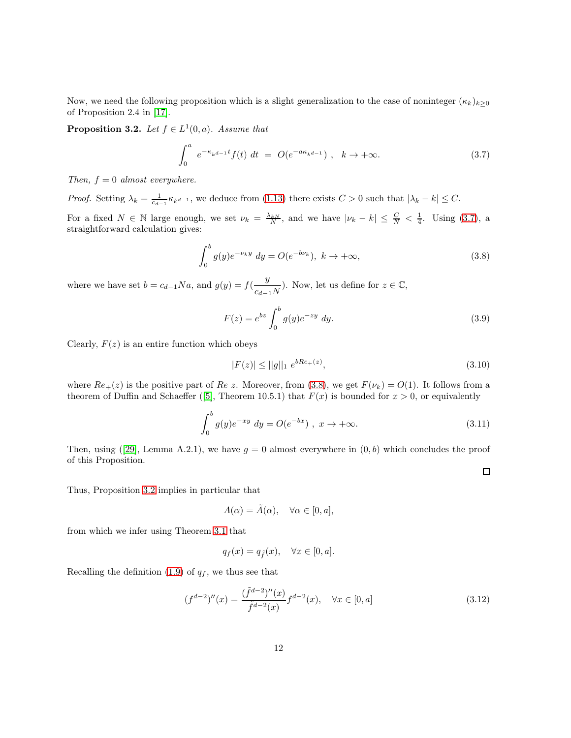Now, we need the following proposition which is a slight generalization to the case of noninteger $(\kappa_k)_{k\geq 0}$ of Proposition 2.4 in [17].

**Proposition 3.2.** *Let $f \in L^1(0,a)$. Assume that*

$$\int_0^a e^{-\kappa_{k^{d-1}} t} f(t)\, dt \;=\; O(e^{-a\kappa_{k^{d-1}}})\ , \quad k \to +\infty. \tag{3.7}$$

*Then, $f = 0$ almost everywhere.*

*Proof.* Setting $\lambda_k = \frac{1}{c_{d-1}} \kappa_{k^{d-1}}$, we deduce from (1.13) there exists $C > 0$ such that $|\lambda_k - k| \leq C$.

For a fixed $N \in \mathbb{N}$ large enough, we set $\nu_k = \frac{\lambda_{kN}}{N}$, and we have $|\nu_k - k| \leq \frac{C}{N} < \frac{1}{4}$. Using (3.7), a straightforward calculation gives:

$$\int_0^b g(y) e^{-\nu_k y}\, dy = O(e^{-b\nu_k}),\ k \to +\infty, \tag{3.8}$$

where we have set $b = c_{d-1} N a$, and $g(y) = f(\frac{y}{c_{d-1}N})$. Now, let us define for $z \in \mathbb{C}$,

$$F(z) = e^{bz} \int_0^b g(y) e^{-zy}\, dy. \tag{3.9}$$

Clearly, $F(z)$ is an entire function which obeys

$$|F(z)| \leq ||g||_1\ e^{bRe_+(z)}, \tag{3.10}$$

where $Re_+(z)$ is the positive part of $Re\ z$. Moreover, from (3.8), we get $F(\nu_k) = O(1)$. It follows from a theorem of Duffin and Schaeffer ([5], Theorem 10.5.1) that $F(x)$ is bounded for $x > 0$, or equivalently

$$\int_0^b g(y) e^{-xy}\, dy = O(e^{-bx})\ ,\ x \to +\infty. \tag{3.11}$$

Then, using ([29], Lemma A.2.1), we have $g = 0$ almost everywhere in $(0, b)$ which concludes the proof of this Proposition.

$\square$

Thus, Proposition 3.2 implies in particular that

$$A(\alpha) = \tilde{A}(\alpha), \quad \forall \alpha \in [0, a],$$

from which we infer using Theorem 3.1 that

$$q_f(x) = q_{\tilde{f}}(x), \quad \forall x \in [0, a].$$

Recalling the definition (1.9) of $q_f$, we thus see that

$$(f^{d-2})''(x) = \frac{(\tilde{f}^{d-2})''(x)}{\tilde{f}^{d-2}(x)} f^{d-2}(x), \quad \forall x \in [0, a] \tag{3.12}$$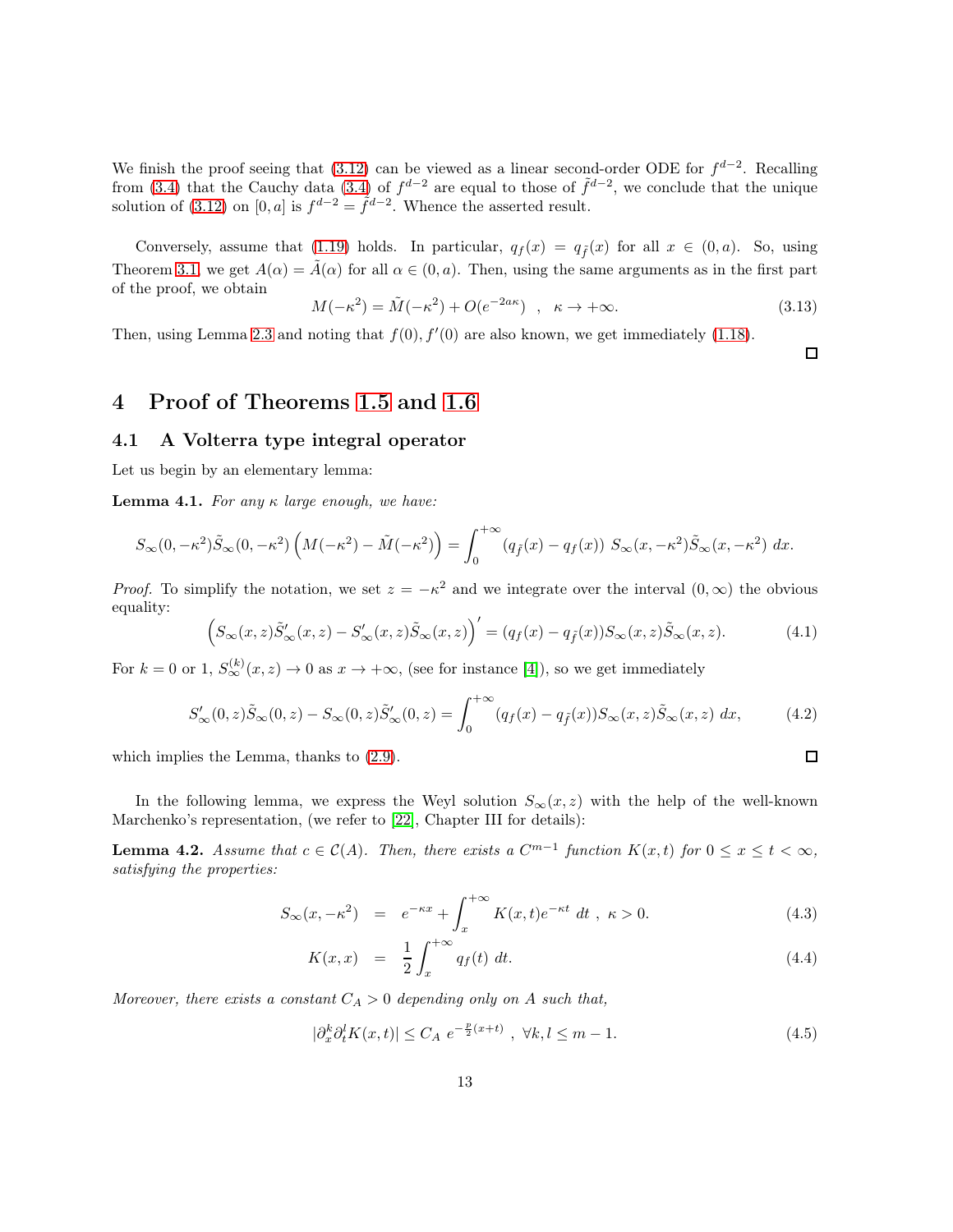We finish the proof seeing that (3.12) can be viewed as a linear second-order ODE for $f^{d-2}$. Recalling from (3.4) that the Cauchy data (3.4) of $f^{d-2}$ are equal to those of $\tilde{f}^{d-2}$, we conclude that the unique solution of (3.12) on $[0,a]$ is $f^{d-2} = \tilde{f}^{d-2}$. Whence the asserted result.

Conversely, assume that (1.19) holds. In particular, $q_f(x) = q_{\tilde{f}}(x)$ for all $x \in (0,a)$. So, using Theorem 3.1, we get $A(\alpha) = \tilde{A}(\alpha)$ for all $\alpha \in (0,a)$. Then, using the same arguments as in the first part of the proof, we obtain

$$M(-\kappa^2) = \tilde{M}(-\kappa^2) + O(e^{-2a\kappa}) \quad , \quad \kappa \to +\infty. \tag{3.13}$$

Then, using Lemma 2.3 and noting that $f(0), f'(0)$ are also known, we get immediately (1.18). $\square$

# 4 Proof of Theorems 1.5 and 1.6

## 4.1 A Volterra type integral operator

Let us begin by an elementary lemma:

**Lemma 4.1.** *For any $\kappa$ large enough, we have:*

$$S_\infty(0,-\kappa^2)\tilde{S}_\infty(0,-\kappa^2)\left(M(-\kappa^2) - \tilde{M}(-\kappa^2)\right) = \int_0^{+\infty} (q_{\tilde{f}}(x) - q_f(x))\; S_\infty(x,-\kappa^2)\tilde{S}_\infty(x,-\kappa^2)\; dx.$$

*Proof.* To simplify the notation, we set $z = -\kappa^2$ and we integrate over the interval $(0,\infty)$ the obvious equality:

$$\left(S_\infty(x,z)\tilde{S}'_\infty(x,z) - S'_\infty(x,z)\tilde{S}_\infty(x,z)\right)' = (q_f(x) - q_{\tilde{f}}(x)) S_\infty(x,z)\tilde{S}_\infty(x,z). \tag{4.1}$$

For $k = 0$ or $1$, $S_\infty^{(k)}(x,z) \to 0$ as $x \to +\infty$, (see for instance [4]), so we get immediately

$$S'_\infty(0,z)\tilde{S}_\infty(0,z) - S_\infty(0,z)\tilde{S}'_\infty(0,z) = \int_0^{+\infty} (q_f(x) - q_{\tilde{f}}(x)) S_\infty(x,z)\tilde{S}_\infty(x,z)\; dx, \tag{4.2}$$

which implies the Lemma, thanks to (2.9). $\square$

In the following lemma, we express the Weyl solution $S_\infty(x,z)$ with the help of the well-known Marchenko's representation, (we refer to [22], Chapter III for details):

**Lemma 4.2.** *Assume that $c \in \mathcal{C}(A)$. Then, there exists a $C^{m-1}$ function $K(x,t)$ for $0 \le x \le t < \infty$, satisfying the properties:*

$$S_\infty(x,-\kappa^2) = e^{-\kappa x} + \int_x^{+\infty} K(x,t)e^{-\kappa t}\; dt \;,\; \kappa > 0. \tag{4.3}$$

$$K(x,x) = \frac{1}{2}\int_x^{+\infty} q_f(t)\; dt. \tag{4.4}$$

*Moreover, there exists a constant $C_A > 0$ depending only on $A$ such that,*

$$|\partial_x^k \partial_t^l K(x,t)| \le C_A\; e^{-\frac{p}{2}(x+t)} \;,\; \forall k,l \le m-1. \tag{4.5}$$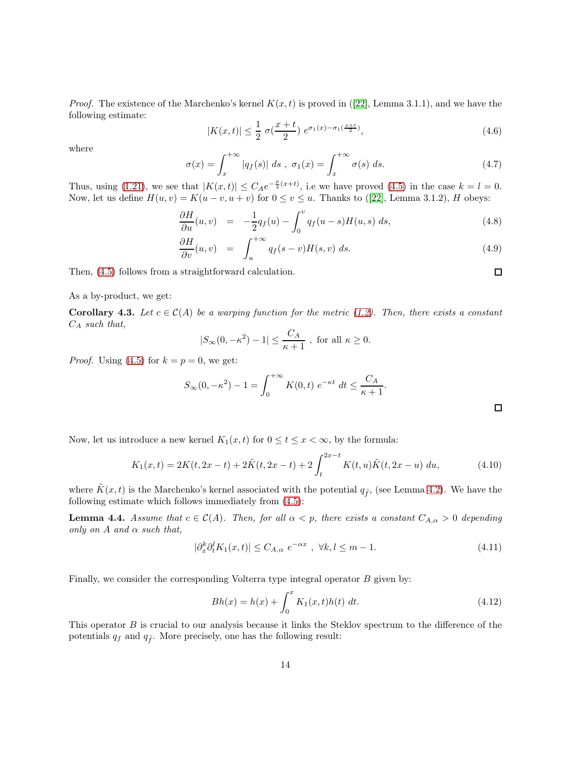*Proof.* The existence of the Marchenko's kernel $K(x,t)$ is proved in ([22], Lemma 3.1.1), and we have the following estimate:

$$|K(x,t)| \leq \frac{1}{2}\ \sigma(\frac{x+t}{2})\ e^{\sigma_1(x)-\sigma_1(\frac{x+t}{2})}, \tag{4.6}$$

where

$$\sigma(x) = \int_x^{+\infty} |q_f(s)|\ ds\ ,\ \sigma_1(x) = \int_x^{+\infty} \sigma(s)\ ds. \tag{4.7}$$

Thus, using (1.21), we see that $|K(x,t)| \leq C_A e^{-\frac{p}{2}(x+t)}$, i.e we have proved (4.5) in the case $k=l=0$. Now, let us define $H(u,v) = K(u-v, u+v)$ for $0 \leq v \leq u$. Thanks to ([22], Lemma 3.1.2), $H$ obeys:

$$\frac{\partial H}{\partial u}(u,v) \ \ = \ \ -\frac{1}{2} q_f(u) - \int_0^v q_f(u-s) H(u,s)\ ds, \tag{4.8}$$

$$\frac{\partial H}{\partial v}(u,v) \ \ = \ \ \int_u^{+\infty} q_f(s-v) H(s,v)\ ds. \tag{4.9}$$

Then, (4.5) follows from a straightforward calculation. $\square$

As a by-product, we get:

**Corollary 4.3.** *Let $c \in \mathcal{C}(A)$ be a warping function for the metric (1.2). Then, there exists a constant $C_A$ such that,*

$$|S_\infty(0,-\kappa^2) - 1| \leq \frac{C_A}{\kappa+1}\ ,\ \text{for all } \kappa \geq 0.$$

*Proof.* Using (4.5) for $k=p=0$, we get:

$$S_\infty(0,-\kappa^2) - 1 = \int_0^{+\infty} K(0,t)\ e^{-\kappa t}\ dt \leq \frac{C_A}{\kappa+1}.$$

$\square$

Now, let us introduce a new kernel $K_1(x,t)$ for $0 \leq t \leq x < \infty$, by the formula:

$$K_1(x,t) = 2K(t, 2x-t) + 2\tilde{K}(t, 2x-t) + 2\int_t^{2x-t} K(t,u)\tilde{K}(t, 2x-u)\ du, \tag{4.10}$$

where $\tilde{K}(x,t)$ is the Marchenko's kernel associated with the potential $q_{\tilde{f}}$, (see Lemma 4.2). We have the following estimate which follows immediately from (4.5):

**Lemma 4.4.** *Assume that $c \in \mathcal{C}(A)$. Then, for all $\alpha < p$, there exists a constant $C_{A,\alpha} > 0$ depending only on $A$ and $\alpha$ such that,*

$$|\partial_x^k \partial_t^l K_1(x,t)| \leq C_{A,\alpha}\ e^{-\alpha x}\ ,\ \forall k,l \leq m-1. \tag{4.11}$$

Finally, we consider the corresponding Volterra type integral operator $B$ given by:

$$Bh(x) = h(x) + \int_0^x K_1(x,t) h(t)\ dt. \tag{4.12}$$

This operator $B$ is crucial to our analysis because it links the Steklov spectrum to the difference of the potentials $q_f$ and $q_{\tilde{f}}$. More precisely, one has the following result: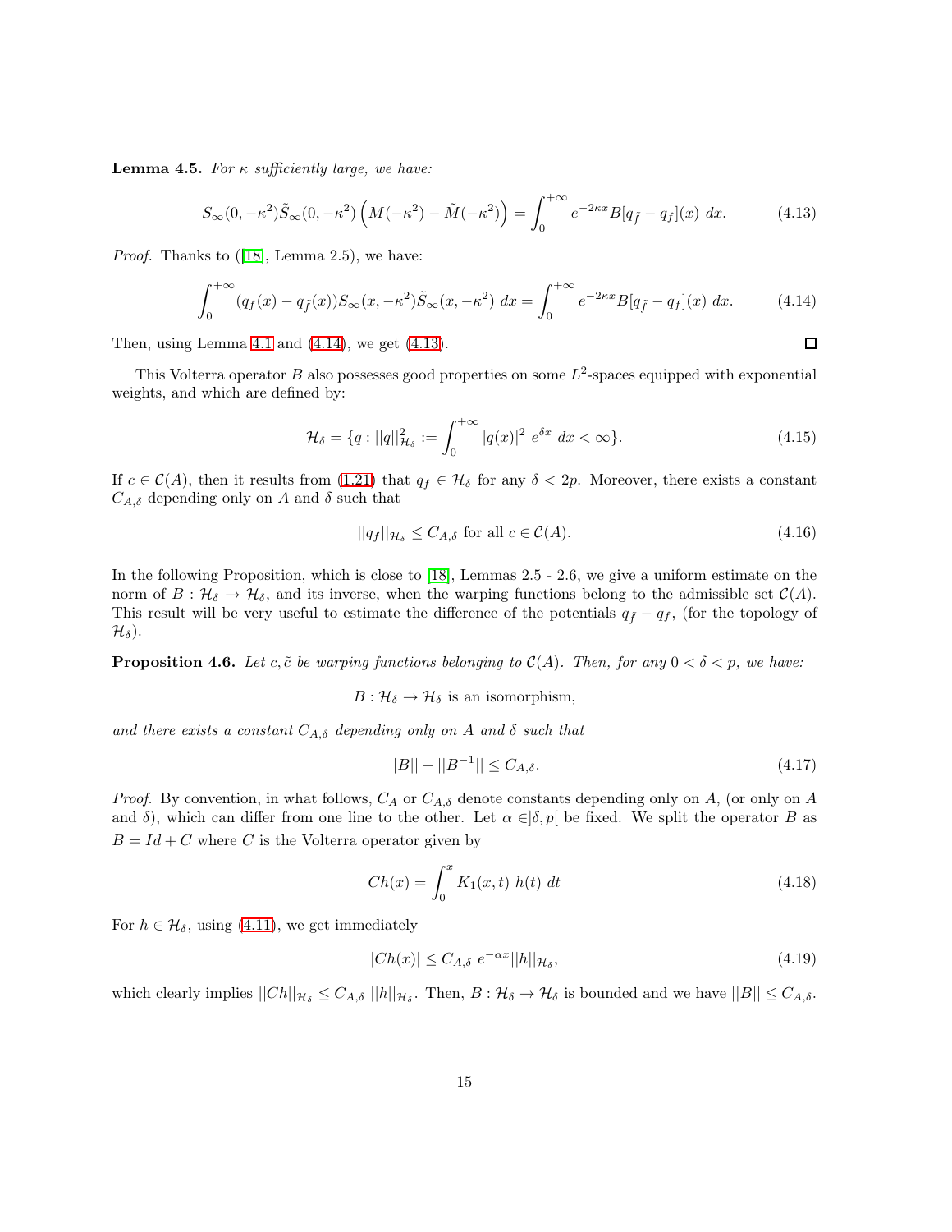**Lemma 4.5.** *For $\kappa$ sufficiently large, we have:*

$$S_\infty(0,-\kappa^2)\tilde{S}_\infty(0,-\kappa^2)\left(M(-\kappa^2)-\tilde{M}(-\kappa^2)\right)=\int_0^{+\infty} e^{-2\kappa x} B[q_{\tilde{f}}-q_f](x)\ dx. \tag{4.13}$$

*Proof.* Thanks to ([18], Lemma 2.5), we have:

$$\int_0^{+\infty}(q_f(x)-q_{\tilde{f}}(x))S_\infty(x,-\kappa^2)\tilde{S}_\infty(x,-\kappa^2)\ dx=\int_0^{+\infty} e^{-2\kappa x}B[q_{\tilde{f}}-q_f](x)\ dx. \tag{4.14}$$

Then, using Lemma 4.1 and (4.14), we get (4.13). □

This Volterra operator $B$ also possesses good properties on some $L^2$-spaces equipped with exponential weights, and which are defined by:

$$\mathcal{H}_\delta=\{q:||q||^2_{\mathcal{H}_\delta}:=\int_0^{+\infty}|q(x)|^2\ e^{\delta x}\ dx<\infty\}. \tag{4.15}$$

If $c\in\mathcal{C}(A)$, then it results from (1.21) that $q_f\in\mathcal{H}_\delta$ for any $\delta<2p$. Moreover, there exists a constant $C_{A,\delta}$ depending only on $A$ and $\delta$ such that

$$||q_f||_{\mathcal{H}_\delta}\leq C_{A,\delta}\ \text{for all}\ c\in\mathcal{C}(A). \tag{4.16}$$

In the following Proposition, which is close to [18], Lemmas 2.5 - 2.6, we give a uniform estimate on the norm of $B:\mathcal{H}_\delta\to\mathcal{H}_\delta$, and its inverse, when the warping functions belong to the admissible set $\mathcal{C}(A)$. This result will be very useful to estimate the difference of the potentials $q_{\tilde{f}}-q_f$, (for the topology of $\mathcal{H}_\delta$).

**Proposition 4.6.** *Let $c,\tilde{c}$ be warping functions belonging to $\mathcal{C}(A)$. Then, for any $0<\delta<p$, we have:*

$$B:\mathcal{H}_\delta\to\mathcal{H}_\delta\ \text{is an isomorphism},$$

*and there exists a constant $C_{A,\delta}$ depending only on $A$ and $\delta$ such that*

$$||B||+||B^{-1}||\leq C_{A,\delta}. \tag{4.17}$$

*Proof.* By convention, in what follows, $C_A$ or $C_{A,\delta}$ denote constants depending only on $A$, (or only on $A$ and $\delta$), which can differ from one line to the other. Let $\alpha\in]\delta,p[$ be fixed. We split the operator $B$ as $B=Id+C$ where $C$ is the Volterra operator given by

$$Ch(x)=\int_0^x K_1(x,t)\ h(t)\ dt \tag{4.18}$$

For $h\in\mathcal{H}_\delta$, using (4.11), we get immediately

$$|Ch(x)|\leq C_{A,\delta}\ e^{-\alpha x}||h||_{\mathcal{H}_\delta}, \tag{4.19}$$

which clearly implies $||Ch||_{\mathcal{H}_\delta}\leq C_{A,\delta}\ ||h||_{\mathcal{H}_\delta}$. Then, $B:\mathcal{H}_\delta\to\mathcal{H}_\delta$ is bounded and we have $||B||\leq C_{A,\delta}$.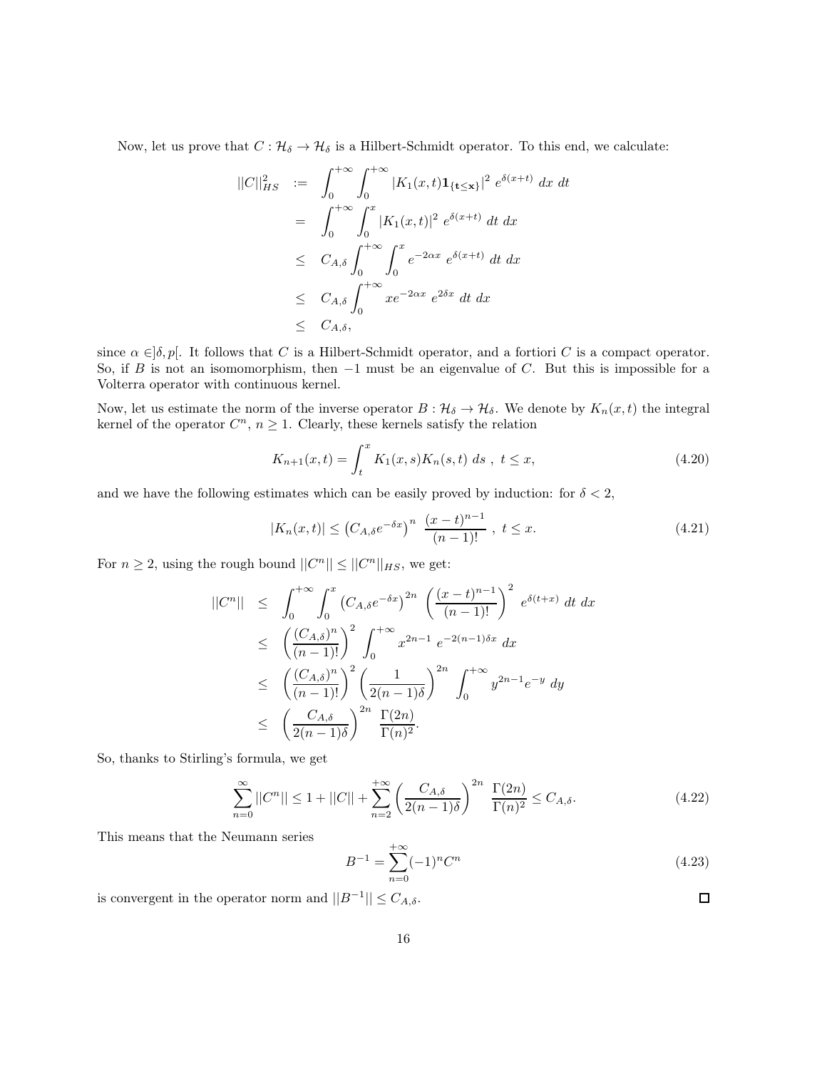Now, let us prove that $C : \mathcal{H}_\delta \to \mathcal{H}_\delta$ is a Hilbert-Schmidt operator. To this end, we calculate:

$$
\begin{aligned}
||C||_{HS}^2 &:= \int_0^{+\infty} \int_0^{+\infty} |K_1(x,t)\mathbf{1}_{\{\mathbf{t}\leq\mathbf{x}\}}|^2 \ e^{\delta(x+t)} \ dx \ dt \\
&= \int_0^{+\infty} \int_0^{x} |K_1(x,t)|^2 \ e^{\delta(x+t)} \ dt \ dx \\
&\leq C_{A,\delta} \int_0^{+\infty} \int_0^{x} e^{-2\alpha x} \ e^{\delta(x+t)} \ dt \ dx \\
&\leq C_{A,\delta} \int_0^{+\infty} x e^{-2\alpha x} \ e^{2\delta x} \ dt \ dx \\
&\leq C_{A,\delta},
\end{aligned}
$$

since $\alpha \in ]\delta, p[$. It follows that $C$ is a Hilbert-Schmidt operator, and a fortiori $C$ is a compact operator. So, if $B$ is not an isomomorphism, then $-1$ must be an eigenvalue of $C$. But this is impossible for a Volterra operator with continuous kernel.

Now, let us estimate the norm of the inverse operator $B : \mathcal{H}_\delta \to \mathcal{H}_\delta$. We denote by $K_n(x,t)$ the integral kernel of the operator $C^n$, $n \geq 1$. Clearly, these kernels satisfy the relation

$$
K_{n+1}(x,t) = \int_t^x K_1(x,s) K_n(s,t) \ ds \ , \ t \leq x, \tag{4.20}
$$

and we have the following estimates which can be easily proved by induction: for $\delta < 2$,

$$
|K_n(x,t)| \leq \left(C_{A,\delta} e^{-\delta x}\right)^n \ \frac{(x-t)^{n-1}}{(n-1)!} \ , \ t \leq x. \tag{4.21}
$$

For $n \geq 2$, using the rough bound $||C^n|| \leq ||C^n||_{HS}$, we get:

$$
\begin{aligned}
||C^n|| &\leq \int_0^{+\infty} \int_0^{x} \left(C_{A,\delta} e^{-\delta x}\right)^{2n} \ \left(\frac{(x-t)^{n-1}}{(n-1)!}\right)^2 \ e^{\delta(t+x)} \ dt \ dx \\
&\leq \left(\frac{(C_{A,\delta})^n}{(n-1)!}\right)^2 \int_0^{+\infty} x^{2n-1} \ e^{-2(n-1)\delta x} \ dx \\
&\leq \left(\frac{(C_{A,\delta})^n}{(n-1)!}\right)^2 \left(\frac{1}{2(n-1)\delta}\right)^{2n} \ \int_0^{+\infty} y^{2n-1} e^{-y} \ dy \\
&\leq \left(\frac{C_{A,\delta}}{2(n-1)\delta}\right)^{2n} \ \frac{\Gamma(2n)}{\Gamma(n)^2}.
\end{aligned}
$$

So, thanks to Stirling's formula, we get

$$
\sum_{n=0}^{\infty} ||C^n|| \leq 1 + ||C|| + \sum_{n=2}^{+\infty} \left(\frac{C_{A,\delta}}{2(n-1)\delta}\right)^{2n} \ \frac{\Gamma(2n)}{\Gamma(n)^2} \leq C_{A,\delta}. \tag{4.22}
$$

This means that the Neumann series

$$
B^{-1} = \sum_{n=0}^{+\infty} (-1)^n C^n \tag{4.23}
$$

is convergent in the operator norm and $||B^{-1}|| \leq C_{A,\delta}$. □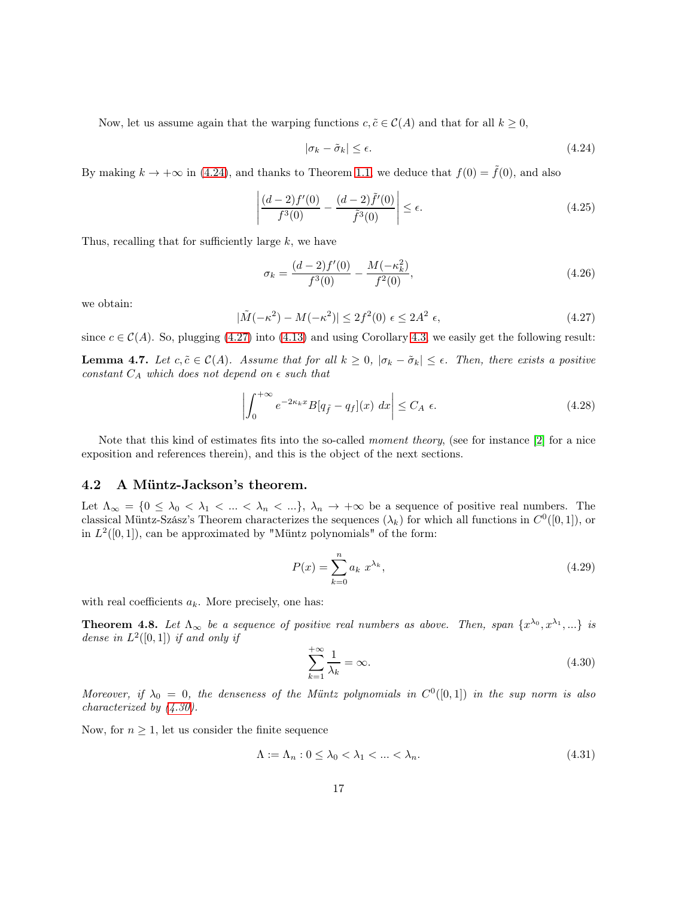Now, let us assume again that the warping functions $c, \tilde{c} \in \mathcal{C}(A)$ and that for all $k \geq 0$,

$$|\sigma_k - \tilde{\sigma}_k| \leq \epsilon. \tag{4.24}$$

By making $k \to +\infty$ in (4.24), and thanks to Theorem 1.1, we deduce that $f(0) = \tilde{f}(0)$, and also

$$\left| \frac{(d-2)f'(0)}{f^3(0)} - \frac{(d-2)\tilde{f}'(0)}{\tilde{f}^3(0)} \right| \leq \epsilon. \tag{4.25}$$

Thus, recalling that for sufficiently large $k$, we have

$$\sigma_k = \frac{(d-2)f'(0)}{f^3(0)} - \frac{M(-\kappa_k^2)}{f^2(0)}, \tag{4.26}$$

we obtain:

$$|\tilde{M}(-\kappa^2) - M(-\kappa^2)| \leq 2f^2(0)\ \epsilon \leq 2A^2\ \epsilon, \tag{4.27}$$

since $c \in \mathcal{C}(A)$. So, plugging (4.27) into (4.13) and using Corollary 4.3, we easily get the following result:

**Lemma 4.7.** *Let $c, \tilde{c} \in \mathcal{C}(A)$. Assume that for all $k \geq 0$, $|\sigma_k - \tilde{\sigma}_k| \leq \epsilon$. Then, there exists a positive constant $C_A$ which does not depend on $\epsilon$ such that*

$$\left| \int_0^{+\infty} e^{-2\kappa_k x} B[q_{\tilde{f}} - q_f](x)\ dx \right| \leq C_A\ \epsilon. \tag{4.28}$$

Note that this kind of estimates fits into the so-called *moment theory*, (see for instance [2] for a nice exposition and references therein), and this is the object of the next sections.

### 4.2 A Müntz-Jackson's theorem.

Let $\Lambda_\infty = \{0 \leq \lambda_0 < \lambda_1 < ... < \lambda_n < ...\}$, $\lambda_n \to +\infty$ be a sequence of positive real numbers. The classical Müntz-Szász's Theorem characterizes the sequences $(\lambda_k)$ for which all functions in $C^0([0,1])$, or in $L^2([0,1])$, can be approximated by "Müntz polynomials" of the form:

$$P(x) = \sum_{k=0}^{n} a_k\ x^{\lambda_k}, \tag{4.29}$$

with real coefficients $a_k$. More precisely, one has:

**Theorem 4.8.** *Let $\Lambda_\infty$ be a sequence of positive real numbers as above. Then, span $\{x^{\lambda_0}, x^{\lambda_1}, ...\}$ is dense in $L^2([0,1])$ if and only if*

$$\sum_{k=1}^{+\infty} \frac{1}{\lambda_k} = \infty. \tag{4.30}$$

*Moreover, if $\lambda_0 = 0$, the denseness of the Müntz polynomials in $C^0([0,1])$ in the sup norm is also characterized by (4.30).*

Now, for $n \geq 1$, let us consider the finite sequence

$$\Lambda := \Lambda_n : 0 \leq \lambda_0 < \lambda_1 < ... < \lambda_n. \tag{4.31}$$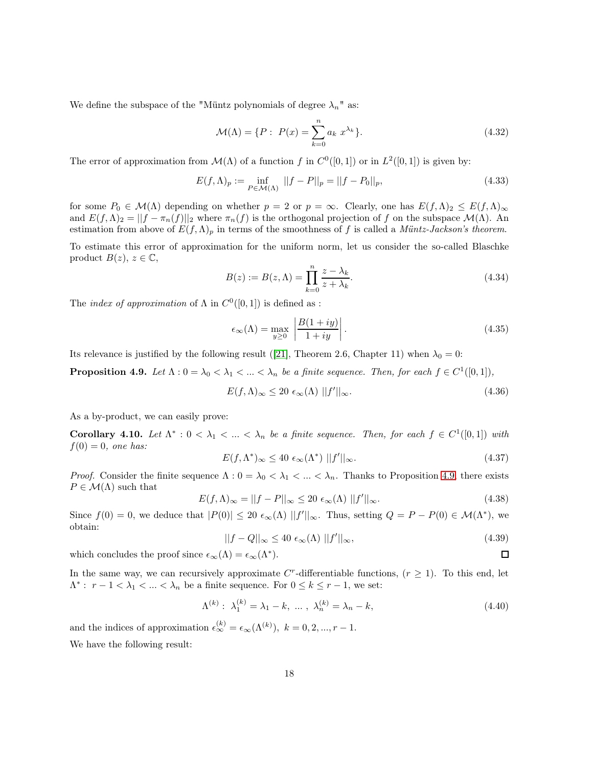We define the subspace of the "Müntz polynomials of degree $\lambda_n$" as:

$$\mathcal{M}(\Lambda) = \{P : \ P(x) = \sum_{k=0}^{n} a_k \ x^{\lambda_k}\}. \tag{4.32}$$

The error of approximation from $\mathcal{M}(\Lambda)$ of a function $f$ in $C^0([0,1])$ or in $L^2([0,1])$ is given by:

$$E(f,\Lambda)_p := \inf_{P \in \mathcal{M}(\Lambda)} ||f - P||_p = ||f - P_0||_p, \tag{4.33}$$

for some $P_0 \in \mathcal{M}(\Lambda)$ depending on whether $p = 2$ or $p = \infty$. Clearly, one has $E(f,\Lambda)_2 \leq E(f,\Lambda)_\infty$ and $E(f,\Lambda)_2 = ||f - \pi_n(f)||_2$ where $\pi_n(f)$ is the orthogonal projection of $f$ on the subspace $\mathcal{M}(\Lambda)$. An estimation from above of $E(f,\Lambda)_p$ in terms of the smoothness of $f$ is called a *Müntz-Jackson's theorem*.

To estimate this error of approximation for the uniform norm, let us consider the so-called Blaschke product $B(z)$, $z \in \mathbb{C}$,

$$B(z) := B(z,\Lambda) = \prod_{k=0}^{n} \frac{z - \lambda_k}{z + \lambda_k}. \tag{4.34}$$

The *index of approximation* of $\Lambda$ in $C^0([0,1])$ is defined as :

$$\epsilon_\infty(\Lambda) = \max_{y \geq 0} \left| \frac{B(1+iy)}{1+iy} \right|. \tag{4.35}$$

Its relevance is justified by the following result ([21], Theorem 2.6, Chapter 11) when $\lambda_0 = 0$:

**Proposition 4.9.** *Let $\Lambda : 0 = \lambda_0 < \lambda_1 < \ldots < \lambda_n$ be a finite sequence. Then, for each $f \in C^1([0,1])$,*

$$E(f,\Lambda)_\infty \leq 20 \ \epsilon_\infty(\Lambda) \ ||f'||_\infty. \tag{4.36}$$

As a by-product, we can easily prove:

**Corollary 4.10.** *Let $\Lambda^* : 0 < \lambda_1 < \ldots < \lambda_n$ be a finite sequence. Then, for each $f \in C^1([0,1])$ with $f(0) = 0$, one has:*

$$E(f,\Lambda^*)_\infty \leq 40 \ \epsilon_\infty(\Lambda^*) \ ||f'||_\infty. \tag{4.37}$$

*Proof.* Consider the finite sequence $\Lambda : 0 = \lambda_0 < \lambda_1 < \ldots < \lambda_n$. Thanks to Proposition 4.9, there exists $P \in \mathcal{M}(\Lambda)$ such that

$$E(f,\Lambda)_\infty = ||f - P||_\infty \leq 20 \ \epsilon_\infty(\Lambda) \ ||f'||_\infty. \tag{4.38}$$

Since $f(0) = 0$, we deduce that $|P(0)| \leq 20 \ \epsilon_\infty(\Lambda) \ ||f'||_\infty$. Thus, setting $Q = P - P(0) \in \mathcal{M}(\Lambda^*)$, we obtain:

$$||f - Q||_\infty \leq 40 \ \epsilon_\infty(\Lambda) \ ||f'||_\infty, \tag{4.39}$$

which concludes the proof since $\epsilon_\infty(\Lambda) = \epsilon_\infty(\Lambda^*)$. □

In the same way, we can recursively approximate $C^r$-differentiable functions, $(r \geq 1)$. To this end, let $\Lambda^* : \ r - 1 < \lambda_1 < \ldots < \lambda_n$ be a finite sequence. For $0 \leq k \leq r - 1$, we set:

$$\Lambda^{(k)} : \ \lambda_1^{(k)} = \lambda_1 - k, \ \ldots \ , \ \lambda_n^{(k)} = \lambda_n - k, \tag{4.40}$$

and the indices of approximation $\epsilon_\infty^{(k)} = \epsilon_\infty(\Lambda^{(k)}), \ k = 0, 2, \ldots, r - 1$.

We have the following result: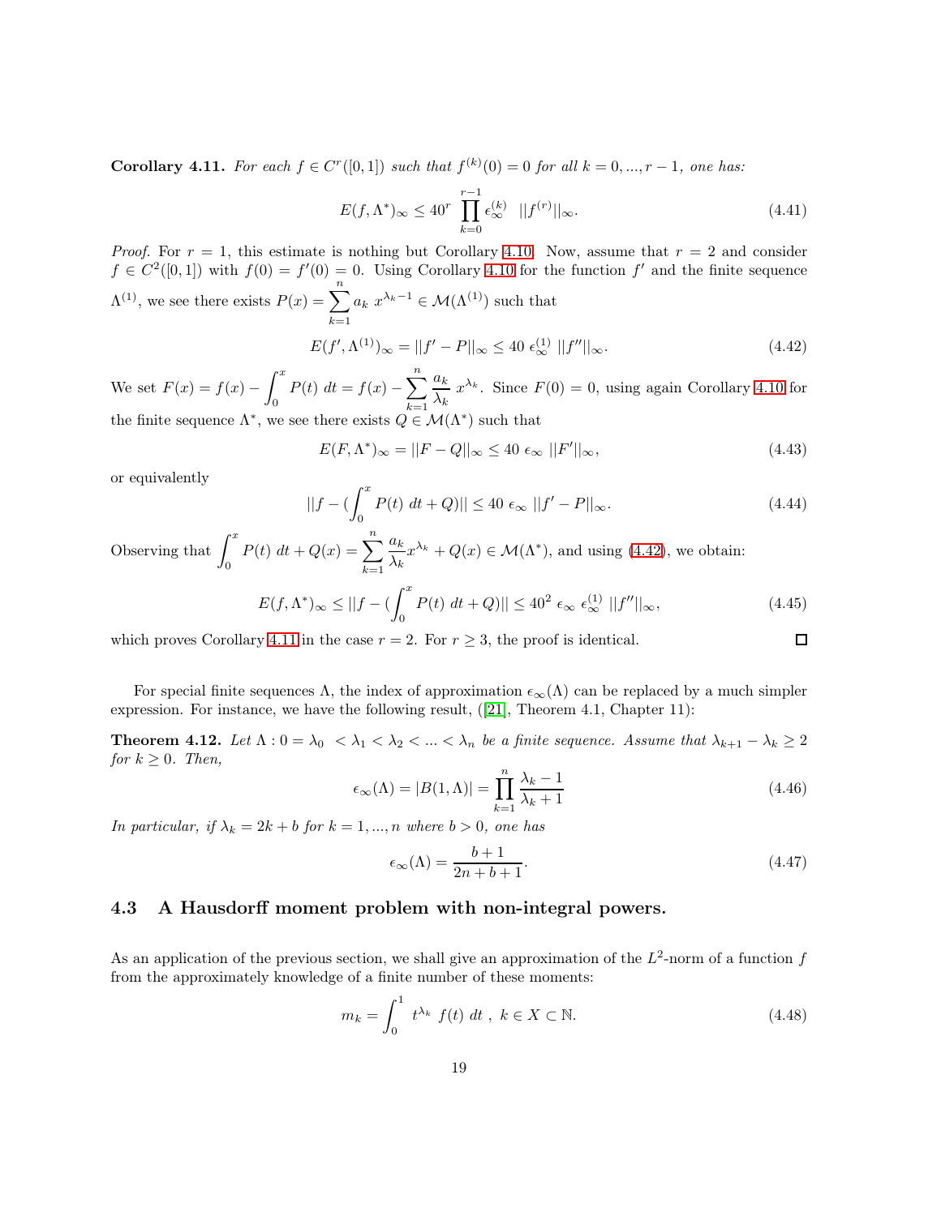**Corollary 4.11.** *For each $f \in C^r([0,1])$ such that $f^{(k)}(0) = 0$ for all $k = 0, ..., r-1$, one has:*

$$E(f, \Lambda^*)_\infty \leq 40^r \prod_{k=0}^{r-1} \epsilon_\infty^{(k)} \ \ ||f^{(r)}||_\infty. \tag{4.41}$$

*Proof.* For $r = 1$, this estimate is nothing but Corollary 4.10. Now, assume that $r = 2$ and consider $f \in C^2([0,1])$ with $f(0) = f'(0) = 0$. Using Corollary 4.10 for the function $f'$ and the finite sequence $\Lambda^{(1)}$, we see there exists $P(x) = \sum_{k=1}^{n} a_k \ x^{\lambda_k - 1} \in \mathcal{M}(\Lambda^{(1)})$ such that

$$E(f', \Lambda^{(1)})_\infty = ||f' - P||_\infty \leq 40 \ \epsilon_\infty^{(1)} \ ||f''||_\infty. \tag{4.42}$$

We set $F(x) = f(x) - \int_0^x P(t) \ dt = f(x) - \sum_{k=1}^{n} \frac{a_k}{\lambda_k} \ x^{\lambda_k}$. Since $F(0) = 0$, using again Corollary 4.10 for the finite sequence $\Lambda^*$, we see there exists $Q \in \mathcal{M}(\Lambda^*)$ such that

$$E(F, \Lambda^*)_\infty = ||F - Q||_\infty \leq 40 \ \epsilon_\infty \ ||F'||_\infty, \tag{4.43}$$

or equivalently

$$||f - (\int_0^x P(t) \ dt + Q)|| \leq 40 \ \epsilon_\infty \ ||f' - P||_\infty. \tag{4.44}$$

Observing that $\int_0^x P(t) \ dt + Q(x) = \sum_{k=1}^{n} \frac{a_k}{\lambda_k} x^{\lambda_k} + Q(x) \in \mathcal{M}(\Lambda^*)$, and using (4.42), we obtain:

$$E(f, \Lambda^*)_\infty \leq ||f - (\int_0^x P(t) \ dt + Q)|| \leq 40^2 \ \epsilon_\infty \ \epsilon_\infty^{(1)} \ ||f''||_\infty, \tag{4.45}$$

which proves Corollary 4.11 in the case $r = 2$. For $r \geq 3$, the proof is identical. □

For special finite sequences $\Lambda$, the index of approximation $\epsilon_\infty(\Lambda)$ can be replaced by a much simpler expression. For instance, we have the following result, ([21], Theorem 4.1, Chapter 11):

**Theorem 4.12.** *Let $\Lambda : 0 = \lambda_0 < \lambda_1 < \lambda_2 < ... < \lambda_n$ be a finite sequence. Assume that $\lambda_{k+1} - \lambda_k \geq 2$ for $k \geq 0$. Then,*

$$\epsilon_\infty(\Lambda) = |B(1, \Lambda)| = \prod_{k=1}^{n} \frac{\lambda_k - 1}{\lambda_k + 1} \tag{4.46}$$

*In particular, if $\lambda_k = 2k + b$ for $k = 1, ..., n$ where $b > 0$, one has*

$$\epsilon_\infty(\Lambda) = \frac{b+1}{2n+b+1}. \tag{4.47}$$

## 4.3 A Hausdorff moment problem with non-integral powers.

As an application of the previous section, we shall give an approximation of the $L^2$-norm of a function $f$ from the approximately knowledge of a finite number of these moments:

$$m_k = \int_0^1 t^{\lambda_k} \ f(t) \ dt \ , \ k \in X \subset \mathbb{N}. \tag{4.48}$$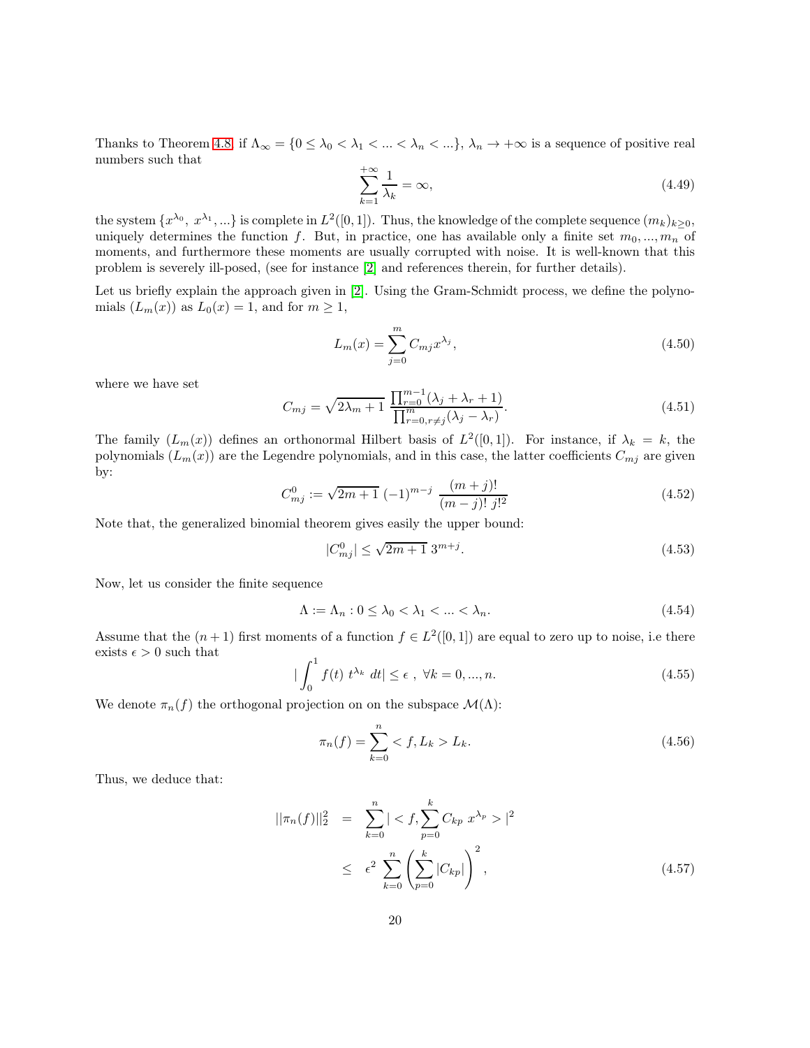Thanks to Theorem 4.8, if $\Lambda_\infty = \{0 \leq \lambda_0 < \lambda_1 < ... < \lambda_n < ...\}$, $\lambda_n \to +\infty$ is a sequence of positive real numbers such that

$$\sum_{k=1}^{+\infty} \frac{1}{\lambda_k} = \infty, \tag{4.49}$$

the system $\{x^{\lambda_0},\ x^{\lambda_1}, ...\}$ is complete in $L^2([0,1])$. Thus, the knowledge of the complete sequence $(m_k)_{k\geq 0}$, uniquely determines the function $f$. But, in practice, one has available only a finite set $m_0, ..., m_n$ of moments, and furthermore these moments are usually corrupted with noise. It is well-known that this problem is severely ill-posed, (see for instance [2] and references therein, for further details).

Let us briefly explain the approach given in [2]. Using the Gram-Schmidt process, we define the polynomials $(L_m(x))$ as $L_0(x) = 1$, and for $m \geq 1$,

$$L_m(x) = \sum_{j=0}^{m} C_{mj} x^{\lambda_j}, \tag{4.50}$$

where we have set

$$C_{mj} = \sqrt{2\lambda_m + 1}\ \frac{\prod_{r=0}^{m-1}(\lambda_j + \lambda_r + 1)}{\prod_{r=0, r\neq j}^{m}(\lambda_j - \lambda_r)}. \tag{4.51}$$

The family $(L_m(x))$ defines an orthonormal Hilbert basis of $L^2([0,1])$. For instance, if $\lambda_k = k$, the polynomials $(L_m(x))$ are the Legendre polynomials, and in this case, the latter coefficients $C_{mj}$ are given by:

$$C_{mj}^0 := \sqrt{2m+1}\ (-1)^{m-j}\ \frac{(m+j)!}{(m-j)!\ j!^2} \tag{4.52}$$

Note that, the generalized binomial theorem gives easily the upper bound:

$$|C_{mj}^0| \leq \sqrt{2m+1}\ 3^{m+j}. \tag{4.53}$$

Now, let us consider the finite sequence

$$\Lambda := \Lambda_n : 0 \leq \lambda_0 < \lambda_1 < ... < \lambda_n. \tag{4.54}$$

Assume that the $(n+1)$ first moments of a function $f \in L^2([0,1])$ are equal to zero up to noise, i.e there exists $\epsilon > 0$ such that

$$|\int_0^1 f(t)\ t^{\lambda_k}\ dt| \leq \epsilon\ ,\ \forall k = 0, ..., n. \tag{4.55}$$

We denote $\pi_n(f)$ the orthogonal projection on on the subspace $\mathcal{M}(\Lambda)$:

$$\pi_n(f) = \sum_{k=0}^{n} < f, L_k > L_k. \tag{4.56}$$

Thus, we deduce that:

$$\begin{aligned} ||\pi_n(f)||_2^2 &= \sum_{k=0}^{n} |< f, \sum_{p=0}^{k} C_{kp}\ x^{\lambda_p} >|^2 \\ &\leq \epsilon^2\ \sum_{k=0}^{n} \left( \sum_{p=0}^{k} |C_{kp}| \right)^2, \end{aligned} \tag{4.57}$$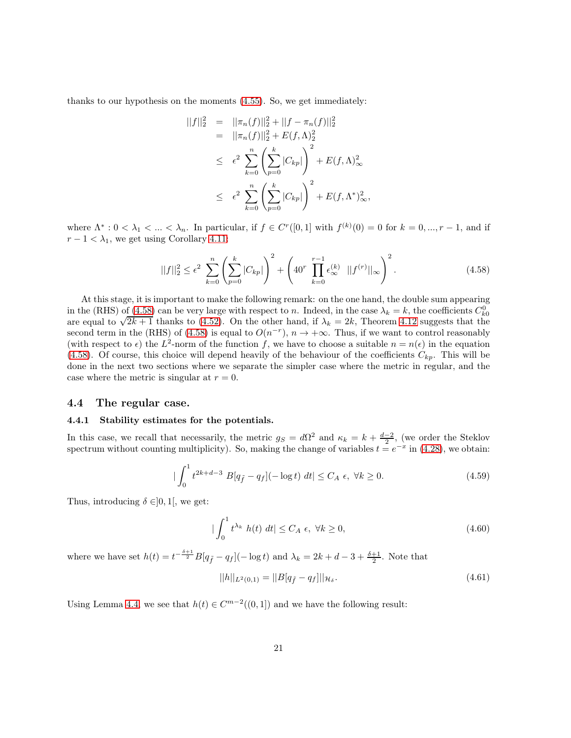thanks to our hypothesis on the moments (4.55). So, we get immediately:

$$
\begin{aligned}
||f||_2^2 &= ||\pi_n(f)||_2^2 + ||f - \pi_n(f)||_2^2 \\
&= ||\pi_n(f)||_2^2 + E(f, \Lambda)_2^2 \\
&\leq \epsilon^2 \sum_{k=0}^{n} \left( \sum_{p=0}^{k} |C_{kp}| \right)^2 + E(f, \Lambda)_\infty^2 \\
&\leq \epsilon^2 \sum_{k=0}^{n} \left( \sum_{p=0}^{k} |C_{kp}| \right)^2 + E(f, \Lambda^*)_\infty^2,
\end{aligned}
$$

where $\Lambda^* : 0 < \lambda_1 < ... < \lambda_n$. In particular, if $f \in C^r([0,1]$ with $f^{(k)}(0) = 0$ for $k = 0, ..., r-1$, and if $r - 1 < \lambda_1$, we get using Corollary 4.11:

$$
||f||_2^2 \leq \epsilon^2 \sum_{k=0}^{n} \left( \sum_{p=0}^{k} |C_{kp}| \right)^2 + \left( 40^r \prod_{k=0}^{r-1} \epsilon_\infty^{(k)} \ \ ||f^{(r)}||_\infty \right)^2. \tag{4.58}
$$

At this stage, it is important to make the following remark: on the one hand, the double sum appearing in the (RHS) of (4.58) can be very large with respect to $n$. Indeed, in the case $\lambda_k = k$, the coefficients $C_{k0}^0$ are equal to $\sqrt{2k+1}$ thanks to (4.52). On the other hand, if $\lambda_k = 2k$, Theorem 4.12 suggests that the second term in the (RHS) of (4.58) is equal to $O(n^{-r})$, $n \to +\infty$. Thus, if we want to control reasonably (with respect to $\epsilon$) the $L^2$-norm of the function $f$, we have to choose a suitable $n = n(\epsilon)$ in the equation (4.58). Of course, this choice will depend heavily of the behaviour of the coefficients $C_{kp}$. This will be done in the next two sections where we separate the simpler case where the metric in regular, and the case where the metric is singular at $r = 0$.

## 4.4 The regular case.

### 4.4.1 Stability estimates for the potentials.

In this case, we recall that necessarily, the metric $g_S = d\Omega^2$ and $\kappa_k = k + \frac{d-2}{2}$, (we order the Steklov spectrum without counting multiplicity). So, making the change of variables $t = e^{-x}$ in (4.28), we obtain:

$$
| \int_0^1 t^{2k+d-3} \ B[q_{\tilde{f}} - q_f](-\log t) \ dt| \leq C_A \ \epsilon, \ \forall k \geq 0. \tag{4.59}
$$

Thus, introducing $\delta \in ]0,1[$, we get:

$$
| \int_0^1 t^{\lambda_k} \ h(t) \ dt| \leq C_A \ \epsilon, \ \forall k \geq 0, \tag{4.60}
$$

where we have set $h(t) = t^{-\frac{\delta+1}{2}} B[q_{\tilde{f}} - q_f](-\log t)$ and $\lambda_k = 2k + d - 3 + \frac{\delta+1}{2}$. Note that

$$
||h||_{L^2(0,1)} = ||B[q_{\tilde{f}} - q_f]||_{\mathcal{H}_\delta}. \tag{4.61}
$$

Using Lemma 4.4, we see that $h(t) \in C^{m-2}((0,1])$ and we have the following result: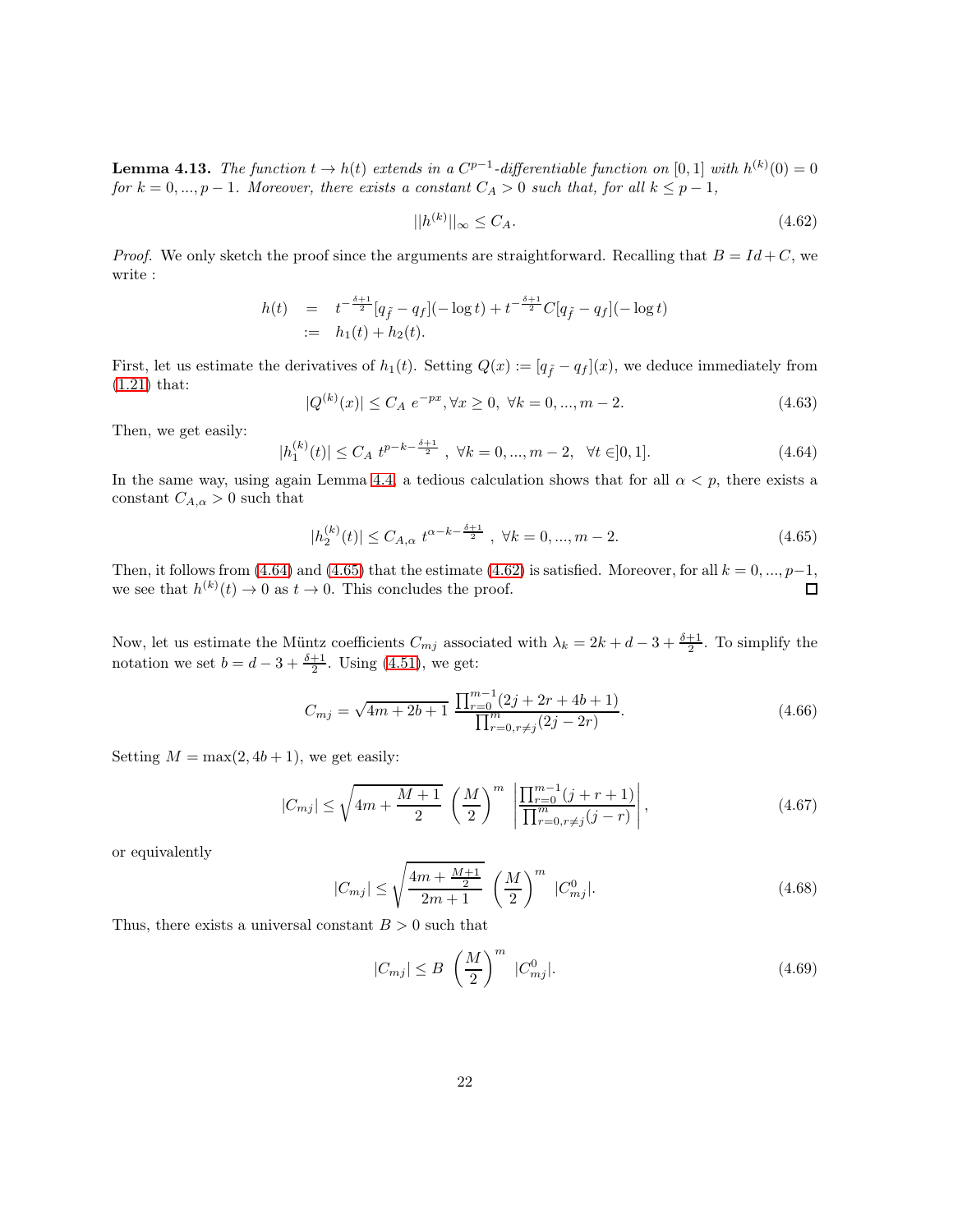**Lemma 4.13.** *The function $t \to h(t)$ extends in a $C^{p-1}$-differentiable function on $[0,1]$ with $h^{(k)}(0) = 0$ for $k = 0, ..., p-1$. Moreover, there exists a constant $C_A > 0$ such that, for all $k \leq p-1$,*

$$||h^{(k)}||_\infty \leq C_A. \tag{4.62}$$

*Proof.* We only sketch the proof since the arguments are straightforward. Recalling that $B = Id + C$, we write :

$$\begin{aligned} h(t) &= t^{-\frac{\delta+1}{2}}[q_{\tilde{f}} - q_f](-\log t) + t^{-\frac{\delta+1}{2}} C[q_{\tilde{f}} - q_f](-\log t) \\ &:= h_1(t) + h_2(t). \end{aligned}$$

First, let us estimate the derivatives of $h_1(t)$. Setting $Q(x) := [q_{\tilde{f}} - q_f](x)$, we deduce immediately from (1.21) that:

$$|Q^{(k)}(x)| \leq C_A \ e^{-px}, \forall x \geq 0, \ \forall k = 0, ..., m-2. \tag{4.63}$$

Then, we get easily:

$$|h_1^{(k)}(t)| \leq C_A \ t^{p-k-\frac{\delta+1}{2}} \ , \ \forall k = 0, ..., m-2, \ \ \forall t \in ]0,1]. \tag{4.64}$$

In the same way, using again Lemma 4.4, a tedious calculation shows that for all $\alpha < p$, there exists a constant $C_{A,\alpha} > 0$ such that

$$|h_2^{(k)}(t)| \leq C_{A,\alpha} \ t^{\alpha-k-\frac{\delta+1}{2}} \ , \ \forall k = 0, ..., m-2. \tag{4.65}$$

Then, it follows from (4.64) and (4.65) that the estimate (4.62) is satisfied. Moreover, for all $k = 0, ..., p-1$, we see that $h^{(k)}(t) \to 0$ as $t \to 0$. This concludes the proof. $\square$

Now, let us estimate the Müntz coefficients $C_{mj}$ associated with $\lambda_k = 2k + d - 3 + \frac{\delta+1}{2}$. To simplify the notation we set $b = d - 3 + \frac{\delta+1}{2}$. Using (4.51), we get:

$$C_{mj} = \sqrt{4m + 2b + 1} \ \frac{\prod_{r=0}^{m-1}(2j + 2r + 4b + 1)}{\prod_{r=0, r\neq j}^{m}(2j - 2r)}. \tag{4.66}$$

Setting $M = \max(2, 4b+1)$, we get easily:

$$|C_{mj}| \leq \sqrt{4m + \frac{M+1}{2}} \ \left(\frac{M}{2}\right)^m \ \left|\frac{\prod_{r=0}^{m-1}(j + r + 1)}{\prod_{r=0, r\neq j}^{m}(j - r)}\right|, \tag{4.67}$$

or equivalently

$$|C_{mj}| \leq \sqrt{\frac{4m + \frac{M+1}{2}}{2m+1}} \ \left(\frac{M}{2}\right)^m \ |C_{mj}^0|. \tag{4.68}$$

Thus, there exists a universal constant $B > 0$ such that

$$|C_{mj}| \leq B \ \left(\frac{M}{2}\right)^m \ |C_{mj}^0|. \tag{4.69}$$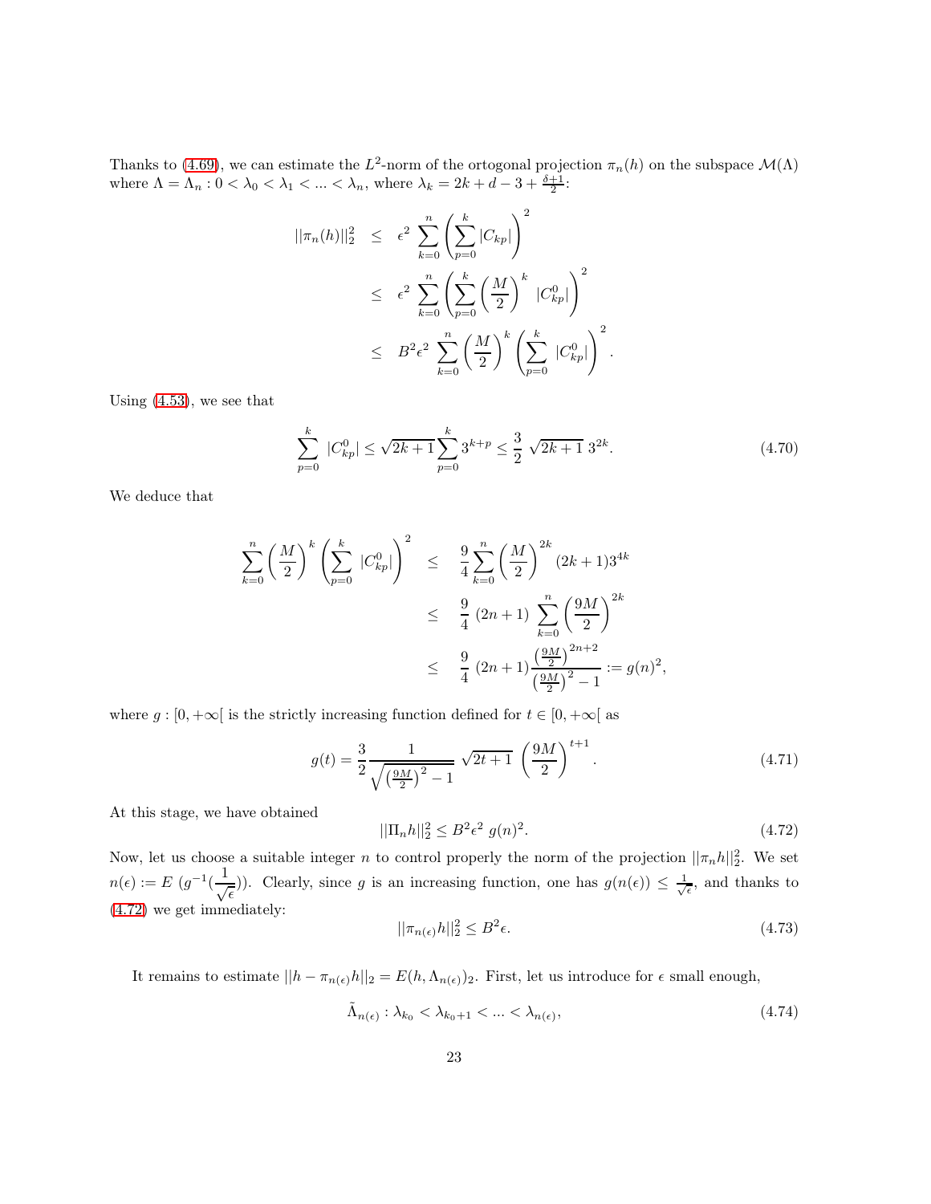Thanks to (4.69), we can estimate the $L^2$-norm of the ortogonal projection $\pi_n(h)$ on the subspace $\mathcal{M}(\Lambda)$ where $\Lambda = \Lambda_n : 0 < \lambda_0 < \lambda_1 < ... < \lambda_n$, where $\lambda_k = 2k + d - 3 + \frac{\delta+1}{2}$:

$$
\begin{aligned}
||\pi_n(h)||_2^2 &\leq \epsilon^2 \sum_{k=0}^{n} \left( \sum_{p=0}^{k} |C_{kp}| \right)^2 \\
&\leq \epsilon^2 \sum_{k=0}^{n} \left( \sum_{p=0}^{k} \left(\frac{M}{2}\right)^k \; |C_{kp}^0| \right)^2 \\
&\leq B^2 \epsilon^2 \sum_{k=0}^{n} \left(\frac{M}{2}\right)^k \left( \sum_{p=0}^{k} |C_{kp}^0| \right)^2 .
\end{aligned}
$$

Using (4.53), we see that

$$
\sum_{p=0}^{k} |C_{kp}^0| \leq \sqrt{2k+1} \sum_{p=0}^{k} 3^{k+p} \leq \frac{3}{2} \sqrt{2k+1} \; 3^{2k}. \tag{4.70}
$$

We deduce that

$$
\begin{aligned}
\sum_{k=0}^{n} \left(\frac{M}{2}\right)^k \left( \sum_{p=0}^{k} |C_{kp}^0| \right)^2 &\leq \frac{9}{4} \sum_{k=0}^{n} \left(\frac{M}{2}\right)^{2k} (2k+1) 3^{4k} \\
&\leq \frac{9}{4} \; (2n+1) \sum_{k=0}^{n} \left(\frac{9M}{2}\right)^{2k} \\
&\leq \frac{9}{4} \; (2n+1) \frac{\left(\frac{9M}{2}\right)^{2n+2}}{\left(\frac{9M}{2}\right)^2 - 1} := g(n)^2,
\end{aligned}
$$

where $g : [0, +\infty[$ is the strictly increasing function defined for $t \in [0, +\infty[$ as

$$
g(t) = \frac{3}{2} \frac{1}{\sqrt{\left(\frac{9M}{2}\right)^2 - 1}} \sqrt{2t+1} \; \left(\frac{9M}{2}\right)^{t+1}. \tag{4.71}
$$

At this stage, we have obtained

$$
||\Pi_n h||_2^2 \leq B^2 \epsilon^2 \; g(n)^2. \tag{4.72}
$$

Now, let us choose a suitable integer $n$ to control properly the norm of the projection $||\pi_n h||_2^2$. We set $n(\epsilon) := E \; (g^{-1}(\frac{1}{\sqrt{\epsilon}}))$. Clearly, since $g$ is an increasing function, one has $g(n(\epsilon)) \leq \frac{1}{\sqrt{\epsilon}}$, and thanks to (4.72) we get immediately:

$$
||\pi_{n(\epsilon)} h||_2^2 \leq B^2 \epsilon. \tag{4.73}
$$

It remains to estimate $||h - \pi_{n(\epsilon)} h||_2 = E(h, \Lambda_{n(\epsilon)})_2$. First, let us introduce for $\epsilon$ small enough,

$$
\tilde{\Lambda}_{n(\epsilon)} : \lambda_{k_0} < \lambda_{k_0+1} < ... < \lambda_{n(\epsilon)}, \tag{4.74}
$$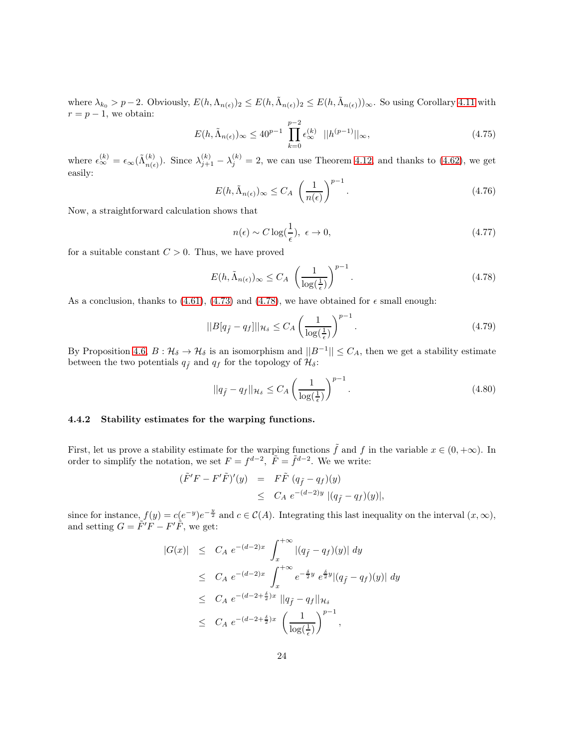where $\lambda_{k_0} > p-2$. Obviously, $E(h, \Lambda_{n(\epsilon)})_2 \leq E(h, \tilde{\Lambda}_{n(\epsilon)})_2 \leq E(h, \tilde{\Lambda}_{n(\epsilon)}))_\infty$. So using Corollary 4.11 with $r = p-1$, we obtain:

$$E(h, \tilde{\Lambda}_{n(\epsilon)})_\infty \leq 40^{p-1} \prod_{k=0}^{p-2} \epsilon_\infty^{(k)} \ \ ||h^{(p-1)}||_\infty, \tag{4.75}$$

where $\epsilon_\infty^{(k)} = \epsilon_\infty(\tilde{\Lambda}_{n(\epsilon)}^{(k)})$. Since $\lambda_{j+1}^{(k)} - \lambda_j^{(k)} = 2$, we can use Theorem 4.12, and thanks to (4.62), we get easily:

$$E(h, \tilde{\Lambda}_{n(\epsilon)})_\infty \leq C_A \ \left( \frac{1}{n(\epsilon)} \right)^{p-1}. \tag{4.76}$$

Now, a straightforward calculation shows that

$$n(\epsilon) \sim C \log(\frac{1}{\epsilon}), \ \epsilon \to 0, \tag{4.77}$$

for a suitable constant $C > 0$. Thus, we have proved

$$E(h, \tilde{\Lambda}_{n(\epsilon)})_\infty \leq C_A \ \left( \frac{1}{\log(\frac{1}{\epsilon})} \right)^{p-1}. \tag{4.78}$$

As a conclusion, thanks to (4.61), (4.73) and (4.78), we have obtained for $\epsilon$ small enough:

$$||B[q_{\tilde{f}} - q_f]||_{\mathcal{H}_\delta} \leq C_A \left( \frac{1}{\log(\frac{1}{\epsilon})} \right)^{p-1}. \tag{4.79}$$

By Proposition 4.6, $B : \mathcal{H}_\delta \to \mathcal{H}_\delta$ is an isomorphism and $||B^{-1}|| \leq C_A$, then we get a stability estimate between the two potentials $q_{\tilde{f}}$ and $q_f$ for the topology of $\mathcal{H}_\delta$:

$$||q_{\tilde{f}} - q_f||_{\mathcal{H}_\delta} \leq C_A \left( \frac{1}{\log(\frac{1}{\epsilon})} \right)^{p-1}. \tag{4.80}$$

### 4.4.2 Stability estimates for the warping functions.

First, let us prove a stability estimate for the warping functions $\tilde{f}$ and $f$ in the variable $x \in (0, +\infty)$. In order to simplify the notation, we set $F = f^{d-2}, \ \tilde{F} = \tilde{f}^{d-2}$. We we write:

$$\begin{aligned}
(\tilde{F}'F - F'\tilde{F})'(y) &= F\tilde{F} \ (q_{\tilde{f}} - q_f)(y) \\
&\leq C_A \ e^{-(d-2)y} \ |(q_{\tilde{f}} - q_f)(y)|,
\end{aligned}$$

since for instance, $f(y) = c(e^{-y})e^{-\frac{y}{2}}$ and $c \in \mathcal{C}(A)$. Integrating this last inequality on the interval $(x, \infty)$, and setting $G = \tilde{F}'F - F'\tilde{F}$, we get:

$$\begin{aligned}
|G(x)| &\leq C_A \ e^{-(d-2)x} \ \int_x^{+\infty} |(q_{\tilde{f}} - q_f)(y)| \ dy \\
&\leq C_A \ e^{-(d-2)x} \ \int_x^{+\infty} e^{-\frac{\delta}{2}y} \ e^{\frac{\delta}{2}y} |(q_{\tilde{f}} - q_f)(y)| \ dy \\
&\leq C_A \ e^{-(d-2+\frac{\delta}{2})x} \ ||q_{\tilde{f}} - q_f||_{\mathcal{H}_\delta} \\
&\leq C_A \ e^{-(d-2+\frac{\delta}{2})x} \ \left( \frac{1}{\log(\frac{1}{\epsilon})} \right)^{p-1},
\end{aligned}$$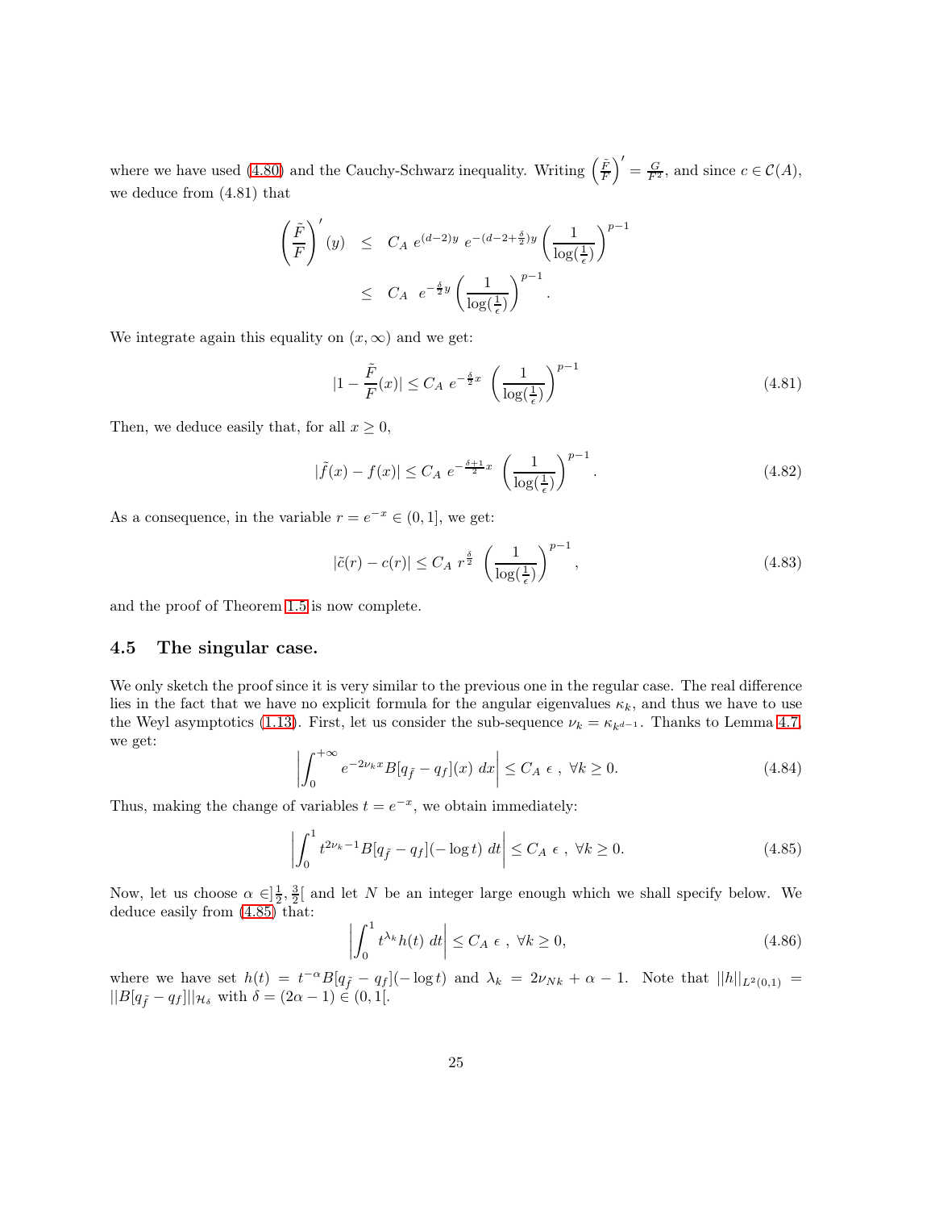where we have used (4.80) and the Cauchy-Schwarz inequality. Writing $\left(\frac{\tilde{F}}{F}\right)' = \frac{G}{F^2}$, and since $c \in \mathcal{C}(A)$, we deduce from (4.81) that

$$
\begin{aligned}
\left(\frac{\tilde{F}}{F}\right)'(y) \quad &\leq \quad C_A \; e^{(d-2)y} \; e^{-(d-2+\frac{\delta}{2})y} \left(\frac{1}{\log(\frac{1}{\epsilon})}\right)^{p-1} \\
&\leq \quad C_A \;\; e^{-\frac{\delta}{2}y} \left(\frac{1}{\log(\frac{1}{\epsilon})}\right)^{p-1}.
\end{aligned}
$$

We integrate again this equality on $(x, \infty)$ and we get:

$$
|1 - \frac{\tilde{F}}{F}(x)| \leq C_A \; e^{-\frac{\delta}{2}x} \; \left(\frac{1}{\log(\frac{1}{\epsilon})}\right)^{p-1} \tag{4.81}
$$

Then, we deduce easily that, for all $x \geq 0$,

$$
|\tilde{f}(x) - f(x)| \leq C_A \; e^{-\frac{\delta+1}{2}x} \; \left(\frac{1}{\log(\frac{1}{\epsilon})}\right)^{p-1}. \tag{4.82}
$$

As a consequence, in the variable $r = e^{-x} \in (0, 1]$, we get:

$$
|\tilde{c}(r) - c(r)| \leq C_A \; r^{\frac{\delta}{2}} \; \left(\frac{1}{\log(\frac{1}{\epsilon})}\right)^{p-1}, \tag{4.83}
$$

and the proof of Theorem 1.5 is now complete.

## 4.5 The singular case.

We only sketch the proof since it is very similar to the previous one in the regular case. The real difference lies in the fact that we have no explicit formula for the angular eigenvalues $\kappa_k$, and thus we have to use the Weyl asymptotics (1.13). First, let us consider the sub-sequence $\nu_k = \kappa_{k^{d-1}}$. Thanks to Lemma 4.7, we get:

$$
\left| \int_0^{+\infty} e^{-2\nu_k x} B[q_{\tilde{f}} - q_f](x) \; dx \right| \leq C_A \; \epsilon \; , \; \forall k \geq 0. \tag{4.84}
$$

Thus, making the change of variables $t = e^{-x}$, we obtain immediately:

$$
\left| \int_0^1 t^{2\nu_k - 1} B[q_{\tilde{f}} - q_f](-\log t) \; dt \right| \leq C_A \; \epsilon \; , \; \forall k \geq 0. \tag{4.85}
$$

Now, let us choose $\alpha \in ]\frac{1}{2}, \frac{3}{2}[$ and let $N$ be an integer large enough which we shall specify below. We deduce easily from (4.85) that:

$$
\left| \int_0^1 t^{\lambda_k} h(t) \; dt \right| \leq C_A \; \epsilon \; , \; \forall k \geq 0, \tag{4.86}
$$

where we have set $h(t) = t^{-\alpha} B[q_{\tilde{f}} - q_f](-\log t)$ and $\lambda_k = 2\nu_{Nk} + \alpha - 1$. Note that $||h||_{L^2(0,1)} = ||B[q_{\tilde{f}} - q_f]||_{\mathcal{H}_\delta}$ with $\delta = (2\alpha - 1) \in (0, 1[$.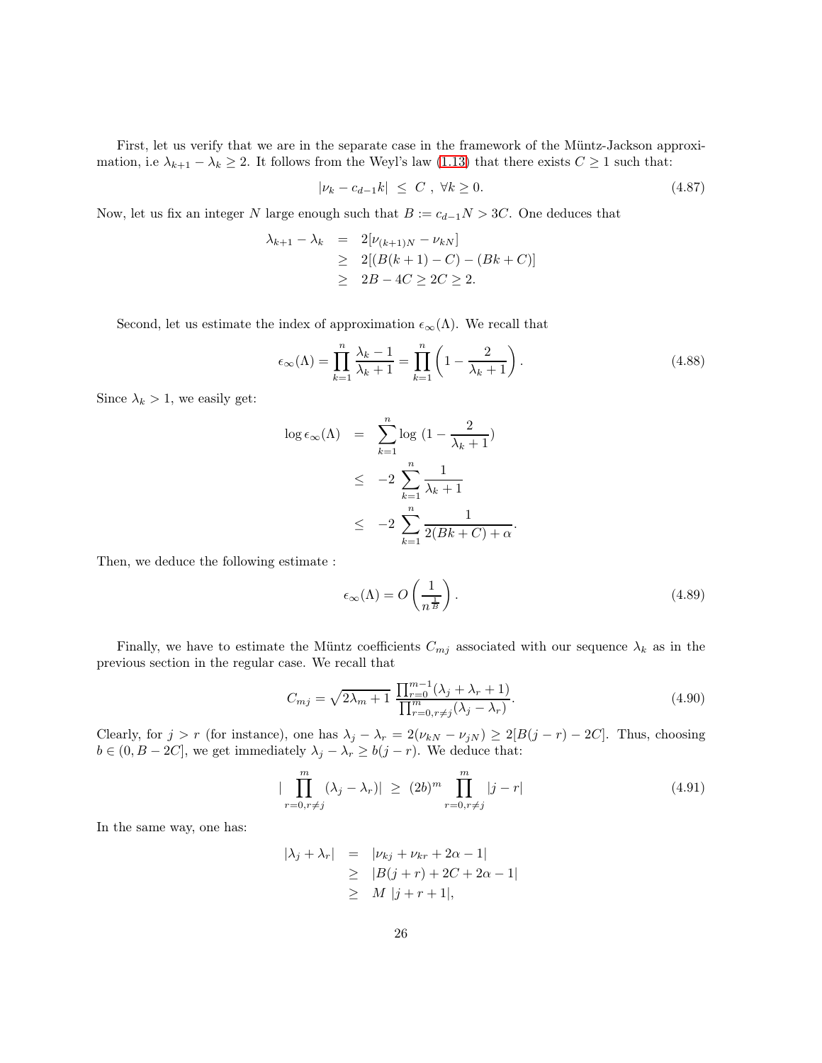First, let us verify that we are in the separate case in the framework of the Müntz-Jackson approximation, i.e $\lambda_{k+1} - \lambda_k \geq 2$. It follows from the Weyl's law (1.13) that there exists $C \geq 1$ such that:

$$|\nu_k - c_{d-1}k| \;\leq\; C \;,\; \forall k \geq 0. \tag{4.87}$$

Now, let us fix an integer $N$ large enough such that $B := c_{d-1}N > 3C$. One deduces that

$$\begin{aligned}
\lambda_{k+1} - \lambda_k &= 2[\nu_{(k+1)N} - \nu_{kN}] \\
&\geq 2[(B(k+1) - C) - (Bk + C)] \\
&\geq 2B - 4C \geq 2C \geq 2.
\end{aligned}$$

Second, let us estimate the index of approximation $\epsilon_\infty(\Lambda)$. We recall that

$$\epsilon_\infty(\Lambda) = \prod_{k=1}^{n} \frac{\lambda_k - 1}{\lambda_k + 1} = \prod_{k=1}^{n} \left(1 - \frac{2}{\lambda_k + 1}\right). \tag{4.88}$$

Since $\lambda_k > 1$, we easily get:

$$\begin{aligned}
\log \epsilon_\infty(\Lambda) &= \sum_{k=1}^{n} \log\, (1 - \frac{2}{\lambda_k + 1}) \\
&\leq -2 \sum_{k=1}^{n} \frac{1}{\lambda_k + 1} \\
&\leq -2 \sum_{k=1}^{n} \frac{1}{2(Bk + C) + \alpha}.
\end{aligned}$$

Then, we deduce the following estimate :

$$\epsilon_\infty(\Lambda) = O\left(\frac{1}{n^{\frac{1}{B}}}\right). \tag{4.89}$$

Finally, we have to estimate the Müntz coefficients $C_{mj}$ associated with our sequence $\lambda_k$ as in the previous section in the regular case. We recall that

$$C_{mj} = \sqrt{2\lambda_m + 1}\; \frac{\prod_{r=0}^{m-1} (\lambda_j + \lambda_r + 1)}{\prod_{r=0, r\neq j}^{m} (\lambda_j - \lambda_r)}. \tag{4.90}$$

Clearly, for $j > r$ (for instance), one has $\lambda_j - \lambda_r = 2(\nu_{kN} - \nu_{jN}) \geq 2[B(j - r) - 2C]$. Thus, choosing $b \in (0, B - 2C]$, we get immediately $\lambda_j - \lambda_r \geq b(j - r)$. We deduce that:

$$|\prod_{r=0, r\neq j}^{m} (\lambda_j - \lambda_r)| \;\geq\; (2b)^m \prod_{r=0, r\neq j}^{m} |j - r| \tag{4.91}$$

In the same way, one has:

$$\begin{aligned}
|\lambda_j + \lambda_r| &= |\nu_{kj} + \nu_{kr} + 2\alpha - 1| \\
&\geq |B(j + r) + 2C + 2\alpha - 1| \\
&\geq M\; |j + r + 1|,
\end{aligned}$$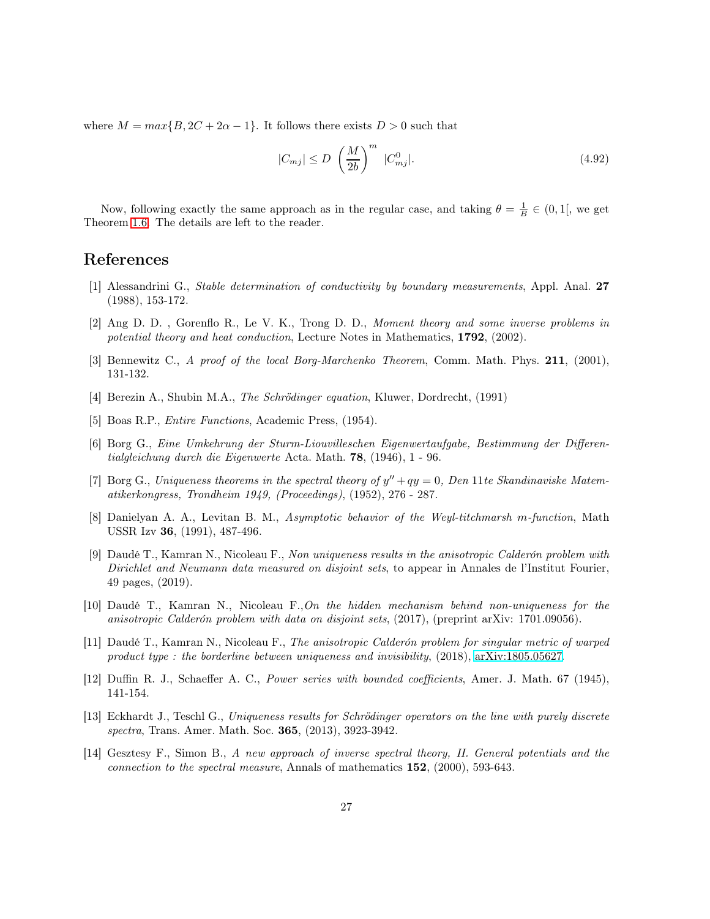where $M = max\{B, 2C + 2\alpha - 1\}$. It follows there exists $D > 0$ such that

$$|C_{mj}| \leq D \left(\frac{M}{2b}\right)^m |C^0_{mj}|. \tag{4.92}$$

Now, following exactly the same approach as in the regular case, and taking $\theta = \frac{1}{B} \in (0, 1[$, we get Theorem 1.6. The details are left to the reader.

## References

[1] Alessandrini G., *Stable determination of conductivity by boundary measurements*, Appl. Anal. **27** (1988), 153-172.

[2] Ang D. D. , Gorenflo R., Le V. K., Trong D. D., *Moment theory and some inverse problems in potential theory and heat conduction*, Lecture Notes in Mathematics, **1792**, (2002).

[3] Bennewitz C., *A proof of the local Borg-Marchenko Theorem*, Comm. Math. Phys. **211**, (2001), 131-132.

[4] Berezin A., Shubin M.A., *The Schrödinger equation*, Kluwer, Dordrecht, (1991)

[5] Boas R.P., *Entire Functions*, Academic Press, (1954).

[6] Borg G., *Eine Umkehrung der Sturm-Liouvilleschen Eigenwertaufgabe, Bestimmung der Differentialgleichung durch die Eigenwerte* Acta. Math. **78**, (1946), 1 - 96.

[7] Borg G., *Uniqueness theorems in the spectral theory of $y'' + qy = 0$, Den 11te Skandinaviske Matematikerkongress, Trondheim 1949, (Proceedings)*, (1952), 276 - 287.

[8] Danielyan A. A., Levitan B. M., *Asymptotic behavior of the Weyl-titchmarsh m-function*, Math USSR Izv **36**, (1991), 487-496.

[9] Daudé T., Kamran N., Nicoleau F., *Non uniqueness results in the anisotropic Calderón problem with Dirichlet and Neumann data measured on disjoint sets*, to appear in Annales de l'Institut Fourier, 49 pages, (2019).

[10] Daudé T., Kamran N., Nicoleau F.,*On the hidden mechanism behind non-uniqueness for the anisotropic Calderón problem with data on disjoint sets*, (2017), (preprint arXiv: 1701.09056).

[11] Daudé T., Kamran N., Nicoleau F., *The anisotropic Calderón problem for singular metric of warped product type : the borderline between uniqueness and invisibility*, (2018), arXiv:1805.05627.

[12] Duffin R. J., Schaeffer A. C., *Power series with bounded coefficients*, Amer. J. Math. 67 (1945), 141-154.

[13] Eckhardt J., Teschl G., *Uniqueness results for Schrödinger operators on the line with purely discrete spectra*, Trans. Amer. Math. Soc. **365**, (2013), 3923-3942.

[14] Gesztesy F., Simon B., *A new approach of inverse spectral theory, II. General potentials and the connection to the spectral measure*, Annals of mathematics **152**, (2000), 593-643.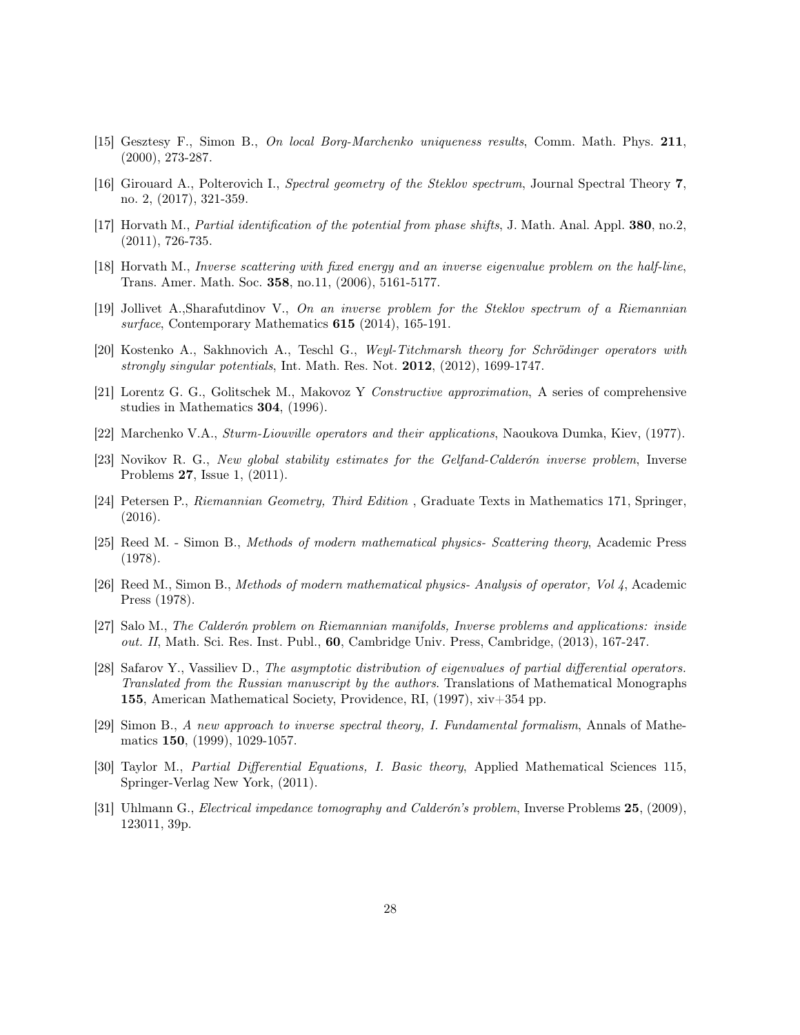[15] Gesztesy F., Simon B., *On local Borg-Marchenko uniqueness results*, Comm. Math. Phys. **211**, (2000), 273-287.

[16] Girouard A., Polterovich I., *Spectral geometry of the Steklov spectrum*, Journal Spectral Theory **7**, no. 2, (2017), 321-359.

[17] Horvath M., *Partial identification of the potential from phase shifts*, J. Math. Anal. Appl. **380**, no.2, (2011), 726-735.

[18] Horvath M., *Inverse scattering with fixed energy and an inverse eigenvalue problem on the half-line*, Trans. Amer. Math. Soc. **358**, no.11, (2006), 5161-5177.

[19] Jollivet A.,Sharafutdinov V., *On an inverse problem for the Steklov spectrum of a Riemannian surface*, Contemporary Mathematics **615** (2014), 165-191.

[20] Kostenko A., Sakhnovich A., Teschl G., *Weyl-Titchmarsh theory for Schrödinger operators with strongly singular potentials*, Int. Math. Res. Not. **2012**, (2012), 1699-1747.

[21] Lorentz G. G., Golitschek M., Makovoz Y *Constructive approximation*, A series of comprehensive studies in Mathematics **304**, (1996).

[22] Marchenko V.A., *Sturm-Liouville operators and their applications*, Naoukova Dumka, Kiev, (1977).

[23] Novikov R. G., *New global stability estimates for the Gelfand-Calderón inverse problem*, Inverse Problems **27**, Issue 1, (2011).

[24] Petersen P., *Riemannian Geometry, Third Edition* , Graduate Texts in Mathematics 171, Springer, (2016).

[25] Reed M. - Simon B., *Methods of modern mathematical physics- Scattering theory*, Academic Press (1978).

[26] Reed M., Simon B., *Methods of modern mathematical physics- Analysis of operator, Vol 4*, Academic Press (1978).

[27] Salo M., *The Calderón problem on Riemannian manifolds, Inverse problems and applications: inside out. II*, Math. Sci. Res. Inst. Publ., **60**, Cambridge Univ. Press, Cambridge, (2013), 167-247.

[28] Safarov Y., Vassiliev D., *The asymptotic distribution of eigenvalues of partial differential operators. Translated from the Russian manuscript by the authors.* Translations of Mathematical Monographs **155**, American Mathematical Society, Providence, RI, (1997), xiv+354 pp.

[29] Simon B., *A new approach to inverse spectral theory, I. Fundamental formalism*, Annals of Mathematics **150**, (1999), 1029-1057.

[30] Taylor M., *Partial Differential Equations, I. Basic theory*, Applied Mathematical Sciences 115, Springer-Verlag New York, (2011).

[31] Uhlmann G., *Electrical impedance tomography and Calderón's problem*, Inverse Problems **25**, (2009), 123011, 39p.